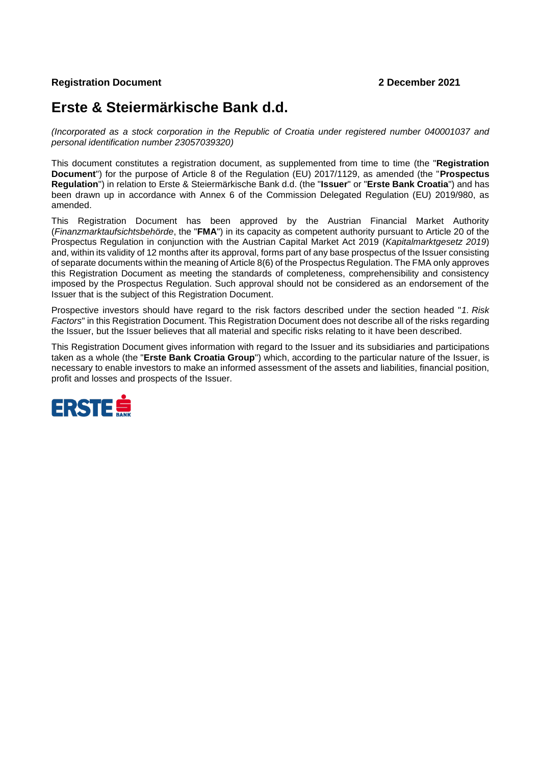**Registration Document** **2 December 2021**

# Erste & Steiermärkische Bank d.d.

*(Incorporated as a stock corporation in the Republic of Croatia under registered number 040001037 and personal identification number 23057039320)*

This document constitutes a registration document, as supplemented from time to time (the "**Registration Document**") for the purpose of Article 8 of the Regulation (EU) 2017/1129, as amended (the "**Prospectus Regulation**") in relation to Erste & Steiermärkische Bank d.d. (the "**Issuer**" or "**Erste Bank Croatia**") and has been drawn up in accordance with Annex 6 of the Commission Delegated Regulation (EU) 2019/980, as amended.

This Registration Document has been approved by the Austrian Financial Market Authority (*Finanzmarktaufsichtsbehörde*, the "**FMA**") in its capacity as competent authority pursuant to Article 20 of the Prospectus Regulation in conjunction with the Austrian Capital Market Act 2019 (*Kapitalmarktgesetz 2019*) and, within its validity of 12 months after its approval, forms part of any base prospectus of the Issuer consisting of separate documents within the meaning of Article 8(6) of the Prospectus Regulation. The FMA only approves this Registration Document as meeting the standards of completeness, comprehensibility and consistency imposed by the Prospectus Regulation. Such approval should not be considered as an endorsement of the Issuer that is the subject of this Registration Document.

Prospective investors should have regard to the risk factors described under the section headed "*1. Risk Factors*" in this Registration Document. This Registration Document does not describe all of the risks regarding the Issuer, but the Issuer believes that all material and specific risks relating to it have been described.

This Registration Document gives information with regard to the Issuer and its subsidiaries and participations taken as a whole (the "**Erste Bank Croatia Group**") which, according to the particular nature of the Issuer, is necessary to enable investors to make an informed assessment of the assets and liabilities, financial position, profit and losses and prospects of the Issuer.

ERSTE BANK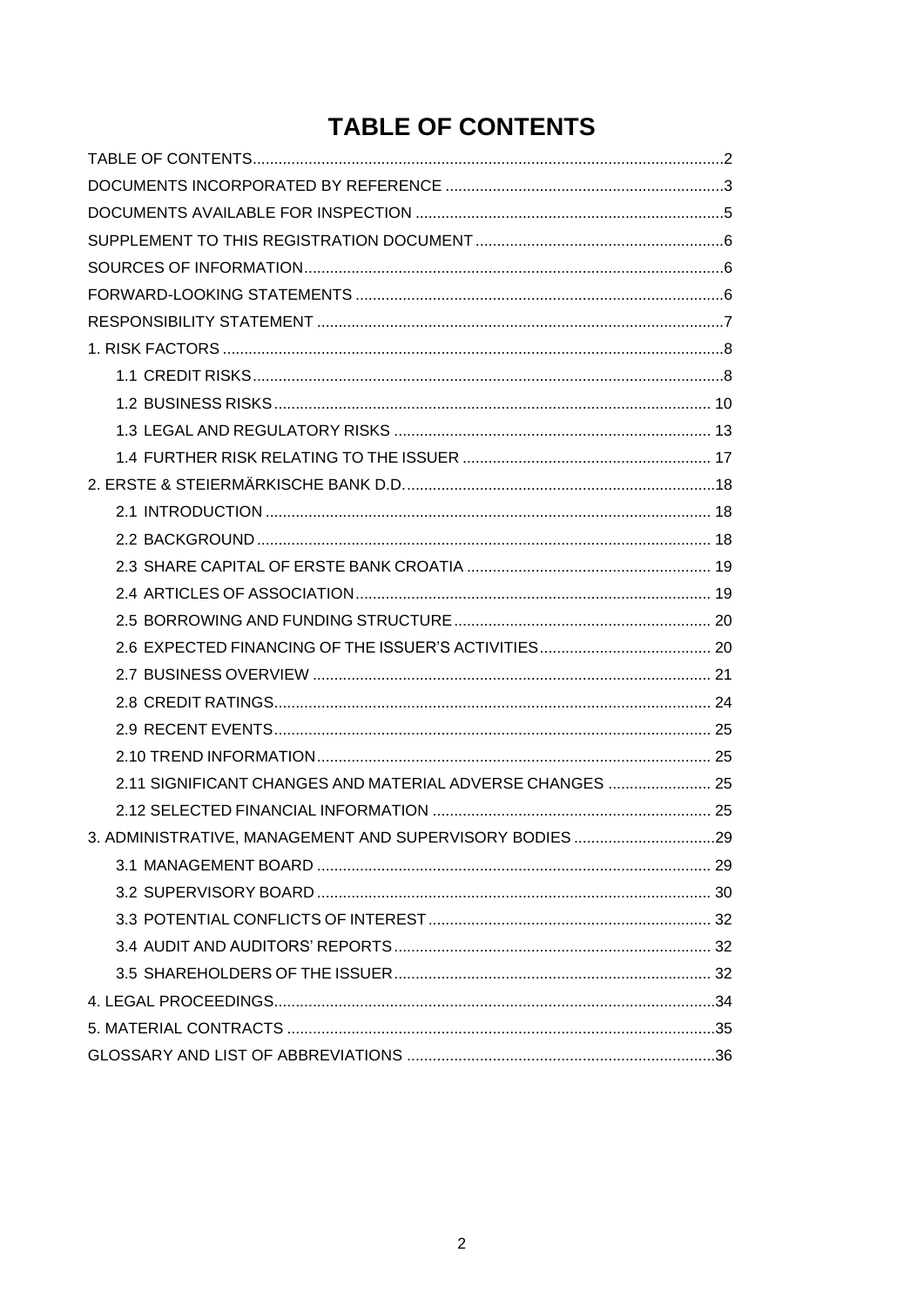# TABLE OF CONTENTS

TABLE OF CONTENTS....2
DOCUMENTS INCORPORATED BY REFERENCE....3
DOCUMENTS AVAILABLE FOR INSPECTION....5
SUPPLEMENT TO THIS REGISTRATION DOCUMENT....6
SOURCES OF INFORMATION....6
FORWARD-LOOKING STATEMENTS....6
RESPONSIBILITY STATEMENT....7
1. RISK FACTORS....8
- 1.1 CREDIT RISKS....8
- 1.2 BUSINESS RISKS....10
- 1.3 LEGAL AND REGULATORY RISKS....13
- 1.4 FURTHER RISK RELATING TO THE ISSUER....17

2. ERSTE & STEIERMÄRKISCHE BANK D.D.....18
- 2.1 INTRODUCTION....18
- 2.2 BACKGROUND....18
- 2.3 SHARE CAPITAL OF ERSTE BANK CROATIA....19
- 2.4 ARTICLES OF ASSOCIATION....19
- 2.5 BORROWING AND FUNDING STRUCTURE....20
- 2.6 EXPECTED FINANCING OF THE ISSUER'S ACTIVITIES....20
- 2.7 BUSINESS OVERVIEW....21
- 2.8 CREDIT RATINGS....24
- 2.9 RECENT EVENTS....25
- 2.10 TREND INFORMATION....25
- 2.11 SIGNIFICANT CHANGES AND MATERIAL ADVERSE CHANGES....25
- 2.12 SELECTED FINANCIAL INFORMATION....25

3. ADMINISTRATIVE, MANAGEMENT AND SUPERVISORY BODIES....29
- 3.1 MANAGEMENT BOARD....29
- 3.2 SUPERVISORY BOARD....30
- 3.3 POTENTIAL CONFLICTS OF INTEREST....32
- 3.4 AUDIT AND AUDITORS' REPORTS....32
- 3.5 SHAREHOLDERS OF THE ISSUER....32

4. LEGAL PROCEEDINGS....34
5. MATERIAL CONTRACTS....35
GLOSSARY AND LIST OF ABBREVIATIONS....36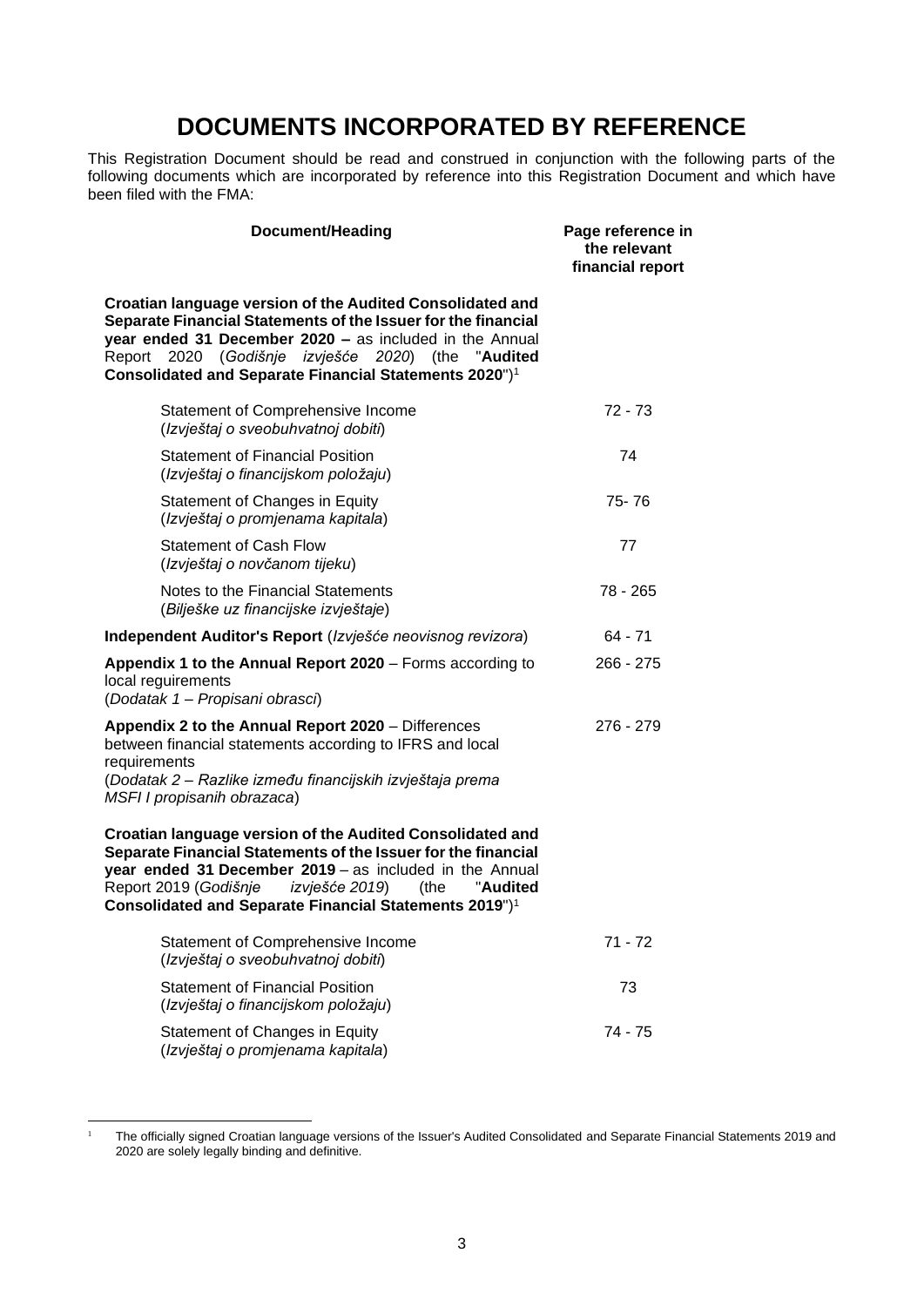# DOCUMENTS INCORPORATED BY REFERENCE

This Registration Document should be read and construed in conjunction with the following parts of the following documents which are incorporated by reference into this Registration Document and which have been filed with the FMA:

| Document/Heading | Page reference in the relevant financial report |
|---|---|
| **Croatian language version of the Audited Consolidated and Separate Financial Statements of the Issuer for the financial year ended 31 December 2020 –** as included in the Annual Report 2020 (*Godišnje izvješće 2020*) (the "**Audited Consolidated and Separate Financial Statements 2020**")[1] | |
| Statement of Comprehensive Income (*Izvještaj o sveobuhvatnoj dobiti*) | 72 - 73 |
| Statement of Financial Position (*Izvještaj o financijskom položaju*) | 74 |
| Statement of Changes in Equity (*Izvještaj o promjenama kapitala*) | 75- 76 |
| Statement of Cash Flow (*Izvještaj o novčanom tijeku*) | 77 |
| Notes to the Financial Statements (*Bilješke uz financijske izvještaje*) | 78 - 265 |
| **Independent Auditor's Report** (*Izvješće neovisnog revizora*) | 64 - 71 |
| **Appendix 1 to the Annual Report 2020** – Forms according to local requirements (*Dodatak 1 – Propisani obrasci*) | 266 - 275 |
| **Appendix 2 to the Annual Report 2020** – Differences between financial statements according to IFRS and local requirements (*Dodatak 2 – Razlike između financijskih izvještaja prema MSFI I propisanih obrazaca*) | 276 - 279 |
| **Croatian language version of the Audited Consolidated and Separate Financial Statements of the Issuer for the financial year ended 31 December 2019** – as included in the Annual Report 2019 (*Godišnje izvješće 2019*) (the "**Audited Consolidated and Separate Financial Statements 2019**")[1] | |
| Statement of Comprehensive Income (*Izvještaj o sveobuhvatnoj dobiti*) | 71 - 72 |
| Statement of Financial Position (*Izvještaj o financijskom položaju*) | 73 |
| Statement of Changes in Equity (*Izvještaj o promjenama kapitala*) | 74 - 75 |

[1] The officially signed Croatian language versions of the Issuer's Audited Consolidated and Separate Financial Statements 2019 and 2020 are solely legally binding and definitive.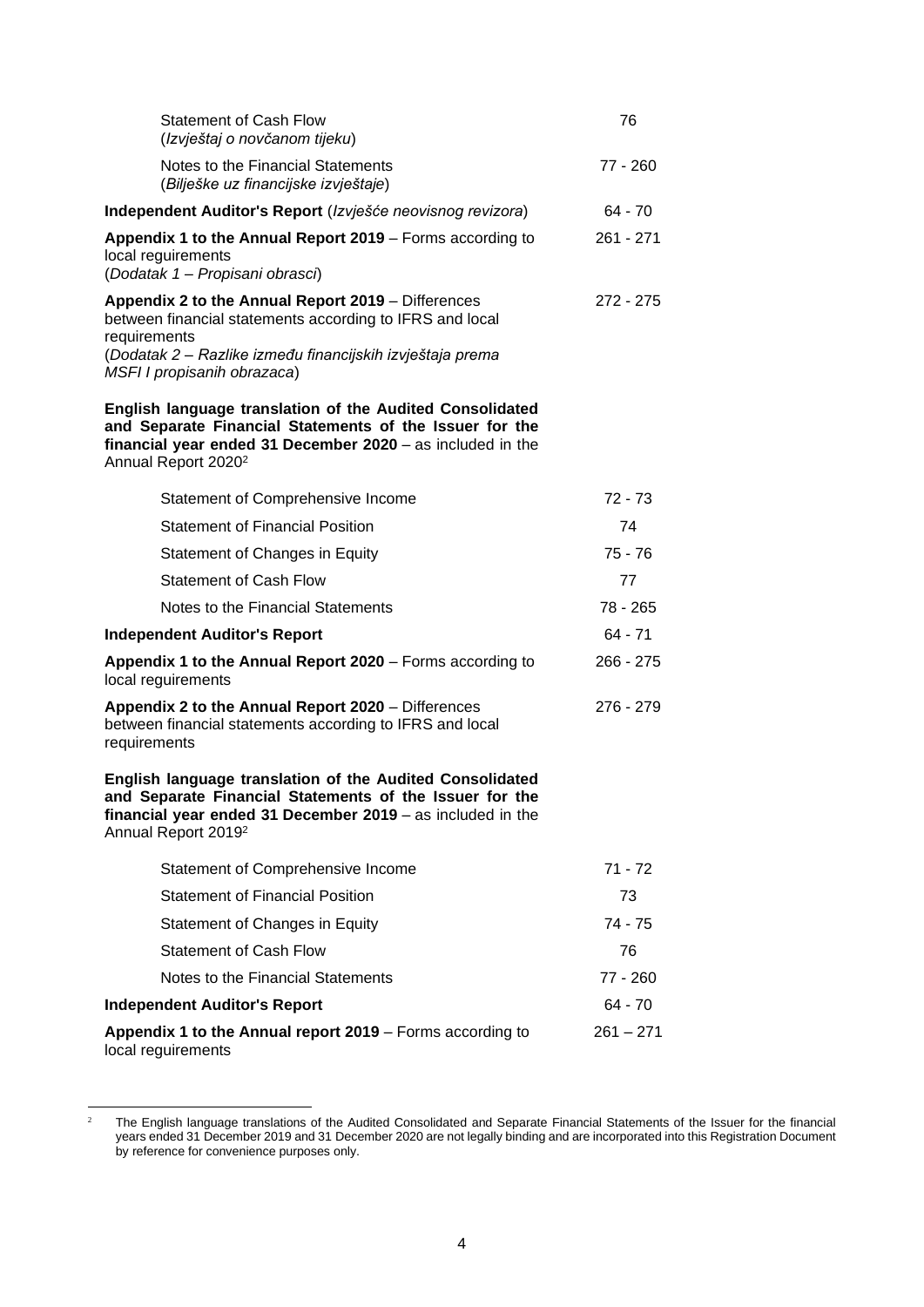| | |
|---|---|
| Statement of Cash Flow (*Izvještaj o novčanom tijeku*) | 76 |
| Notes to the Financial Statements (*Bilješke uz financijske izvještaje*) | 77 - 260 |
| **Independent Auditor's Report** (*Izvješće neovisnog revizora*) | 64 - 70 |
| **Appendix 1 to the Annual Report 2019** – Forms according to local reguirements (*Dodatak 1 – Propisani obrasci*) | 261 - 271 |
| **Appendix 2 to the Annual Report 2019** – Differences between financial statements according to IFRS and local requirements (*Dodatak 2 – Razlike između financijskih izvještaja prema MSFI I propisanih obrazaca*) | 272 - 275 |

**English language translation of the Audited Consolidated and Separate Financial Statements of the Issuer for the financial year ended 31 December 2020** – as included in the Annual Report 2020[2]

| | |
|---|---|
| Statement of Comprehensive Income | 72 - 73 |
| Statement of Financial Position | 74 |
| Statement of Changes in Equity | 75 - 76 |
| Statement of Cash Flow | 77 |
| Notes to the Financial Statements | 78 - 265 |
| **Independent Auditor's Report** | 64 - 71 |
| **Appendix 1 to the Annual Report 2020** – Forms according to local reguirements | 266 - 275 |
| **Appendix 2 to the Annual Report 2020** – Differences between financial statements according to IFRS and local requirements | 276 - 279 |

**English language translation of the Audited Consolidated and Separate Financial Statements of the Issuer for the financial year ended 31 December 2019** – as included in the Annual Report 2019[2]

| | |
|---|---|
| Statement of Comprehensive Income | 71 - 72 |
| Statement of Financial Position | 73 |
| Statement of Changes in Equity | 74 - 75 |
| Statement of Cash Flow | 76 |
| Notes to the Financial Statements | 77 - 260 |
| **Independent Auditor's Report** | 64 - 70 |
| **Appendix 1 to the Annual report 2019** – Forms according to local reguirements | 261 – 271 |

[2] The English language translations of the Audited Consolidated and Separate Financial Statements of the Issuer for the financial years ended 31 December 2019 and 31 December 2020 are not legally binding and are incorporated into this Registration Document by reference for convenience purposes only.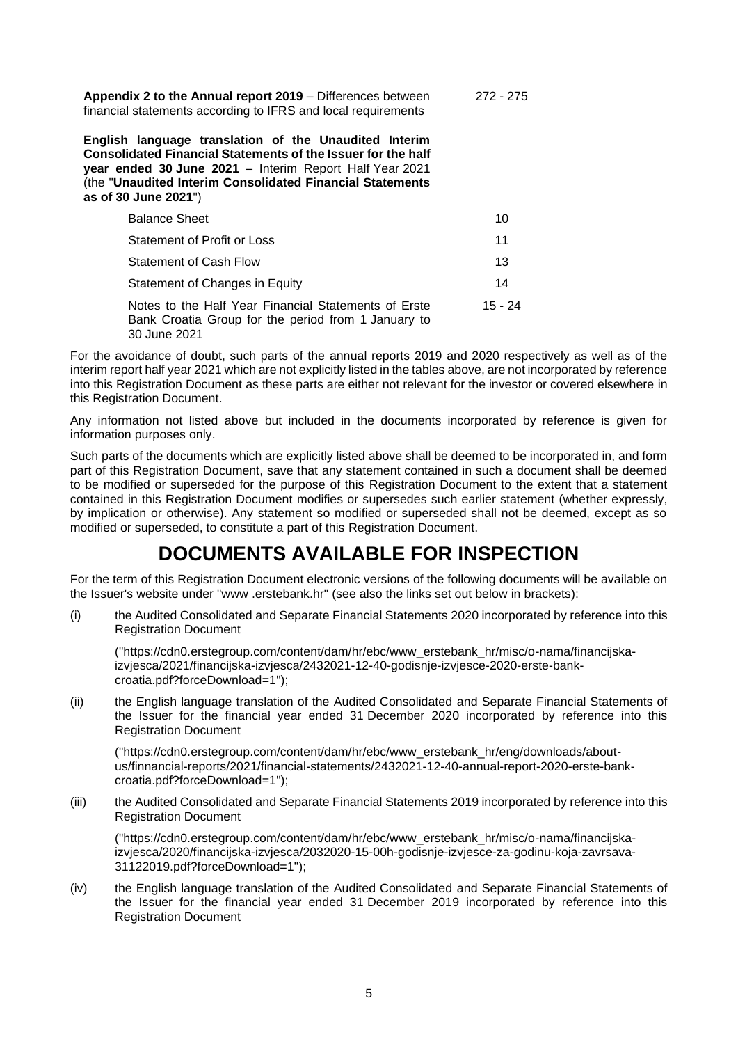| | |
|---|---|
| **Appendix 2 to the Annual report 2019** – Differences between financial statements according to IFRS and local requirements | 272 - 275 |
| **English language translation of the Unaudited Interim Consolidated Financial Statements of the Issuer for the half year ended 30 June 2021** – Interim Report Half Year 2021 (the "**Unaudited Interim Consolidated Financial Statements as of 30 June 2021**") | |
| Balance Sheet | 10 |
| Statement of Profit or Loss | 11 |
| Statement of Cash Flow | 13 |
| Statement of Changes in Equity | 14 |
| Notes to the Half Year Financial Statements of Erste Bank Croatia Group for the period from 1 January to 30 June 2021 | 15 - 24 |

For the avoidance of doubt, such parts of the annual reports 2019 and 2020 respectively as well as of the interim report half year 2021 which are not explicitly listed in the tables above, are not incorporated by reference into this Registration Document as these parts are either not relevant for the investor or covered elsewhere in this Registration Document.

Any information not listed above but included in the documents incorporated by reference is given for information purposes only.

Such parts of the documents which are explicitly listed above shall be deemed to be incorporated in, and form part of this Registration Document, save that any statement contained in such a document shall be deemed to be modified or superseded for the purpose of this Registration Document to the extent that a statement contained in this Registration Document modifies or supersedes such earlier statement (whether expressly, by implication or otherwise). Any statement so modified or superseded shall not be deemed, except as so modified or superseded, to constitute a part of this Registration Document.

# DOCUMENTS AVAILABLE FOR INSPECTION

For the term of this Registration Document electronic versions of the following documents will be available on the Issuer's website under "www .erstebank.hr" (see also the links set out below in brackets):

(i) the Audited Consolidated and Separate Financial Statements 2020 incorporated by reference into this Registration Document

("https://cdn0.erstegroup.com/content/dam/hr/ebc/www_erstebank_hr/misc/o-nama/financijska-izvjesca/2021/financijska-izvjesca/2432021-12-40-godisnje-izvjesce-2020-erste-bank-croatia.pdf?forceDownload=1");

(ii) the English language translation of the Audited Consolidated and Separate Financial Statements of the Issuer for the financial year ended 31 December 2020 incorporated by reference into this Registration Document

("https://cdn0.erstegroup.com/content/dam/hr/ebc/www_erstebank_hr/eng/downloads/about-us/finnancial-reports/2021/financial-statements/2432021-12-40-annual-report-2020-erste-bank-croatia.pdf?forceDownload=1");

(iii) the Audited Consolidated and Separate Financial Statements 2019 incorporated by reference into this Registration Document

("https://cdn0.erstegroup.com/content/dam/hr/ebc/www_erstebank_hr/misc/o-nama/financijska-izvjesca/2020/financijska-izvjesca/2032020-15-00h-godisnje-izvjesce-za-godinu-koja-zavrsava-31122019.pdf?forceDownload=1");

(iv) the English language translation of the Audited Consolidated and Separate Financial Statements of the Issuer for the financial year ended 31 December 2019 incorporated by reference into this Registration Document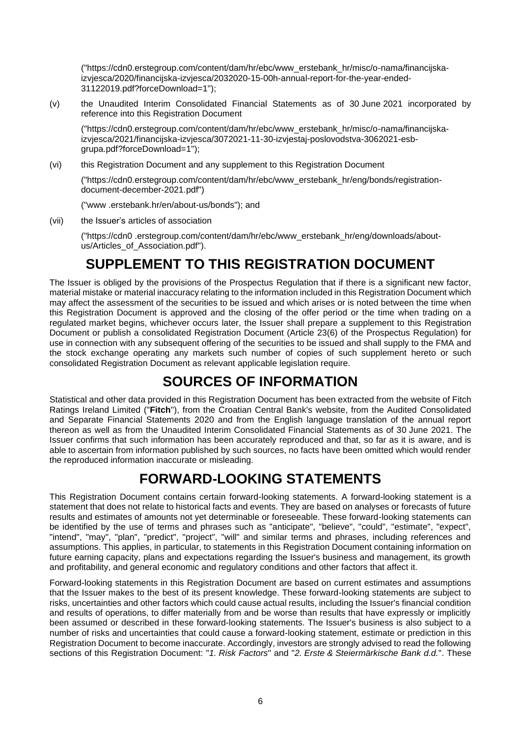("https://cdn0.erstegroup.com/content/dam/hr/ebc/www_erstebank_hr/misc/o-nama/financijska-izvjesca/2020/financijska-izvjesca/2032020-15-00h-annual-report-for-the-year-ended-31122019.pdf?forceDownload=1");

(v) the Unaudited Interim Consolidated Financial Statements as of 30 June 2021 incorporated by reference into this Registration Document

("https://cdn0.erstegroup.com/content/dam/hr/ebc/www_erstebank_hr/misc/o-nama/financijska-izvjesca/2021/financijska-izvjesca/3072021-11-30-izvjestaj-poslovodstva-3062021-esb-grupa.pdf?forceDownload=1");

(vi) this Registration Document and any supplement to this Registration Document

("https://cdn0.erstegroup.com/content/dam/hr/ebc/www_erstebank_hr/eng/bonds/registration-document-december-2021.pdf")

("www .erstebank.hr/en/about-us/bonds"); and

(vii) the Issuer's articles of association

("https://cdn0 .erstegroup.com/content/dam/hr/ebc/www_erstebank_hr/eng/downloads/about-us/Articles_of_Association.pdf").

# SUPPLEMENT TO THIS REGISTRATION DOCUMENT

The Issuer is obliged by the provisions of the Prospectus Regulation that if there is a significant new factor, material mistake or material inaccuracy relating to the information included in this Registration Document which may affect the assessment of the securities to be issued and which arises or is noted between the time when this Registration Document is approved and the closing of the offer period or the time when trading on a regulated market begins, whichever occurs later, the Issuer shall prepare a supplement to this Registration Document or publish a consolidated Registration Document (Article 23(6) of the Prospectus Regulation) for use in connection with any subsequent offering of the securities to be issued and shall supply to the FMA and the stock exchange operating any markets such number of copies of such supplement hereto or such consolidated Registration Document as relevant applicable legislation require.

# SOURCES OF INFORMATION

Statistical and other data provided in this Registration Document has been extracted from the website of Fitch Ratings Ireland Limited ("**Fitch**"), from the Croatian Central Bank's website, from the Audited Consolidated and Separate Financial Statements 2020 and from the English language translation of the annual report thereon as well as from the Unaudited Interim Consolidated Financial Statements as of 30 June 2021. The Issuer confirms that such information has been accurately reproduced and that, so far as it is aware, and is able to ascertain from information published by such sources, no facts have been omitted which would render the reproduced information inaccurate or misleading.

# FORWARD-LOOKING STATEMENTS

This Registration Document contains certain forward-looking statements. A forward-looking statement is a statement that does not relate to historical facts and events. They are based on analyses or forecasts of future results and estimates of amounts not yet determinable or foreseeable. These forward-looking statements can be identified by the use of terms and phrases such as "anticipate", "believe", "could", "estimate", "expect", "intend", "may", "plan", "predict", "project", "will" and similar terms and phrases, including references and assumptions. This applies, in particular, to statements in this Registration Document containing information on future earning capacity, plans and expectations regarding the Issuer's business and management, its growth and profitability, and general economic and regulatory conditions and other factors that affect it.

Forward-looking statements in this Registration Document are based on current estimates and assumptions that the Issuer makes to the best of its present knowledge. These forward-looking statements are subject to risks, uncertainties and other factors which could cause actual results, including the Issuer's financial condition and results of operations, to differ materially from and be worse than results that have expressly or implicitly been assumed or described in these forward-looking statements. The Issuer's business is also subject to a number of risks and uncertainties that could cause a forward-looking statement, estimate or prediction in this Registration Document to become inaccurate. Accordingly, investors are strongly advised to read the following sections of this Registration Document: "*1. Risk Factors*" and "*2. Erste & Steiermärkische Bank d.d.*". These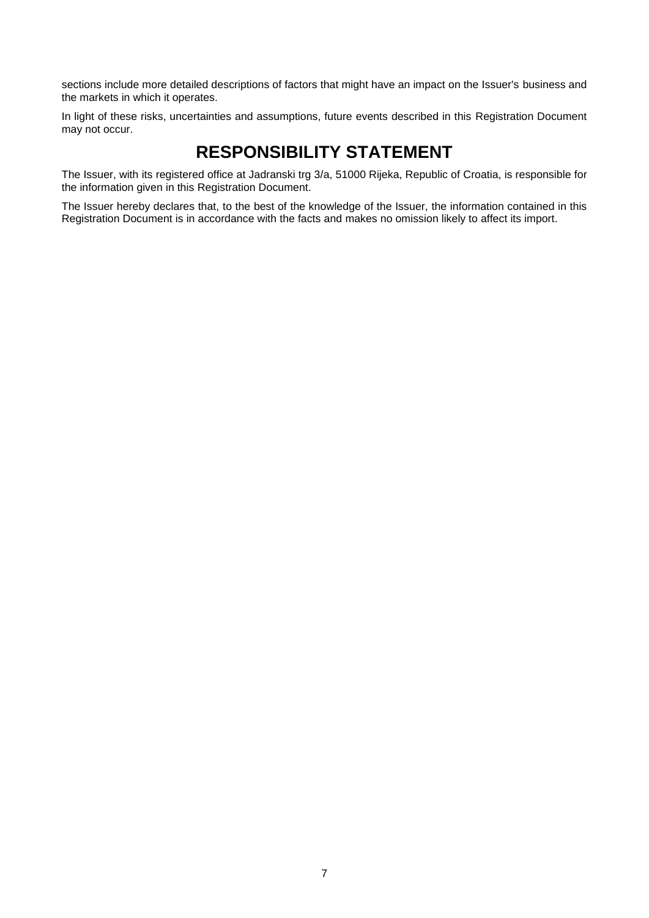sections include more detailed descriptions of factors that might have an impact on the Issuer's business and the markets in which it operates.

In light of these risks, uncertainties and assumptions, future events described in this Registration Document may not occur.

# RESPONSIBILITY STATEMENT

The Issuer, with its registered office at Jadranski trg 3/a, 51000 Rijeka, Republic of Croatia, is responsible for the information given in this Registration Document.

The Issuer hereby declares that, to the best of the knowledge of the Issuer, the information contained in this Registration Document is in accordance with the facts and makes no omission likely to affect its import.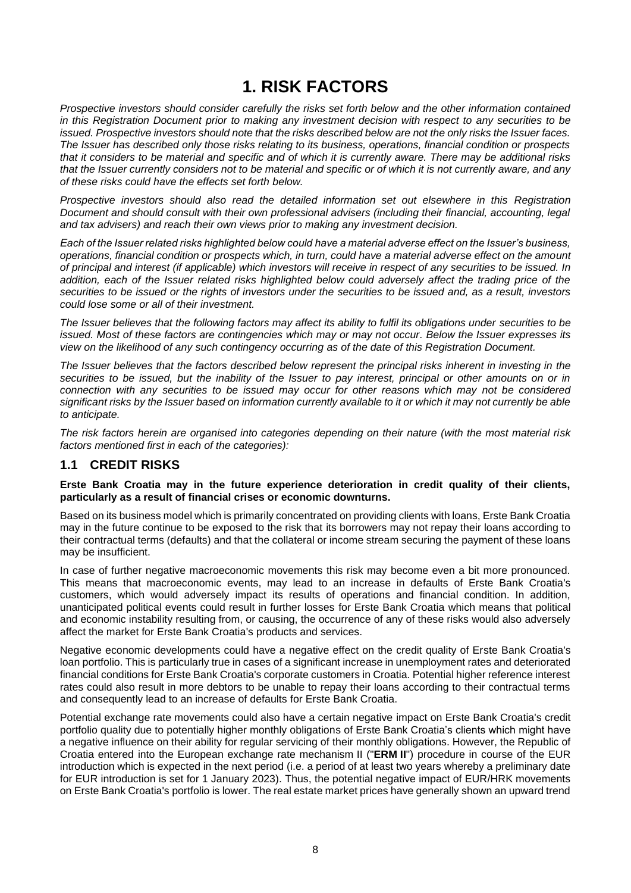# 1. RISK FACTORS

*Prospective investors should consider carefully the risks set forth below and the other information contained in this Registration Document prior to making any investment decision with respect to any securities to be issued. Prospective investors should note that the risks described below are not the only risks the Issuer faces. The Issuer has described only those risks relating to its business, operations, financial condition or prospects that it considers to be material and specific and of which it is currently aware. There may be additional risks that the Issuer currently considers not to be material and specific or of which it is not currently aware, and any of these risks could have the effects set forth below.*

*Prospective investors should also read the detailed information set out elsewhere in this Registration Document and should consult with their own professional advisers (including their financial, accounting, legal and tax advisers) and reach their own views prior to making any investment decision.*

*Each of the Issuer related risks highlighted below could have a material adverse effect on the Issuer's business, operations, financial condition or prospects which, in turn, could have a material adverse effect on the amount of principal and interest (if applicable) which investors will receive in respect of any securities to be issued. In addition, each of the Issuer related risks highlighted below could adversely affect the trading price of the securities to be issued or the rights of investors under the securities to be issued and, as a result, investors could lose some or all of their investment.*

*The Issuer believes that the following factors may affect its ability to fulfil its obligations under securities to be issued. Most of these factors are contingencies which may or may not occur. Below the Issuer expresses its view on the likelihood of any such contingency occurring as of the date of this Registration Document.*

*The Issuer believes that the factors described below represent the principal risks inherent in investing in the securities to be issued, but the inability of the Issuer to pay interest, principal or other amounts on or in connection with any securities to be issued may occur for other reasons which may not be considered significant risks by the Issuer based on information currently available to it or which it may not currently be able to anticipate.*

*The risk factors herein are organised into categories depending on their nature (with the most material risk factors mentioned first in each of the categories):*

## 1.1 CREDIT RISKS

**Erste Bank Croatia may in the future experience deterioration in credit quality of their clients, particularly as a result of financial crises or economic downturns.**

Based on its business model which is primarily concentrated on providing clients with loans, Erste Bank Croatia may in the future continue to be exposed to the risk that its borrowers may not repay their loans according to their contractual terms (defaults) and that the collateral or income stream securing the payment of these loans may be insufficient.

In case of further negative macroeconomic movements this risk may become even a bit more pronounced. This means that macroeconomic events, may lead to an increase in defaults of Erste Bank Croatia's customers, which would adversely impact its results of operations and financial condition. In addition, unanticipated political events could result in further losses for Erste Bank Croatia which means that political and economic instability resulting from, or causing, the occurrence of any of these risks would also adversely affect the market for Erste Bank Croatia's products and services.

Negative economic developments could have a negative effect on the credit quality of Erste Bank Croatia's loan portfolio. This is particularly true in cases of a significant increase in unemployment rates and deteriorated financial conditions for Erste Bank Croatia's corporate customers in Croatia. Potential higher reference interest rates could also result in more debtors to be unable to repay their loans according to their contractual terms and consequently lead to an increase of defaults for Erste Bank Croatia.

Potential exchange rate movements could also have a certain negative impact on Erste Bank Croatia's credit portfolio quality due to potentially higher monthly obligations of Erste Bank Croatia's clients which might have a negative influence on their ability for regular servicing of their monthly obligations. However, the Republic of Croatia entered into the European exchange rate mechanism II ("**ERM II**") procedure in course of the EUR introduction which is expected in the next period (i.e. a period of at least two years whereby a preliminary date for EUR introduction is set for 1 January 2023). Thus, the potential negative impact of EUR/HRK movements on Erste Bank Croatia's portfolio is lower. The real estate market prices have generally shown an upward trend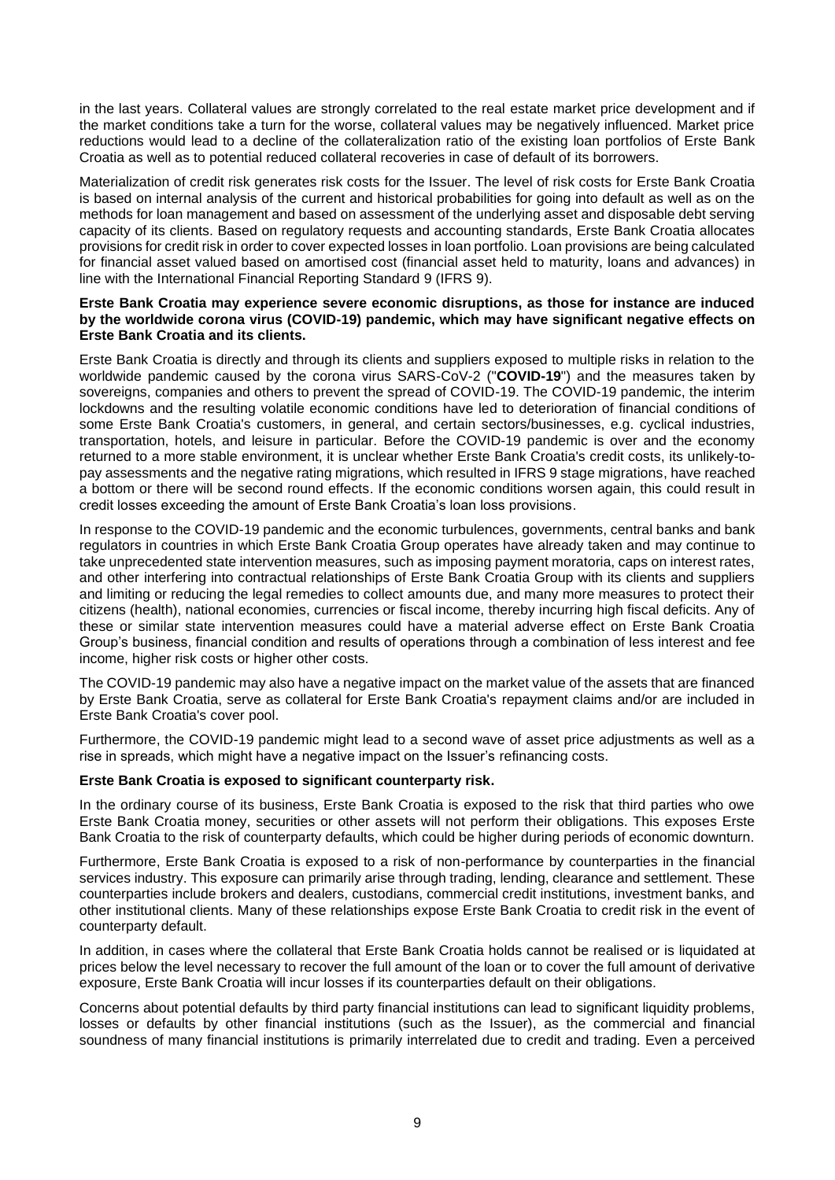in the last years. Collateral values are strongly correlated to the real estate market price development and if the market conditions take a turn for the worse, collateral values may be negatively influenced. Market price reductions would lead to a decline of the collateralization ratio of the existing loan portfolios of Erste Bank Croatia as well as to potential reduced collateral recoveries in case of default of its borrowers.

Materialization of credit risk generates risk costs for the Issuer. The level of risk costs for Erste Bank Croatia is based on internal analysis of the current and historical probabilities for going into default as well as on the methods for loan management and based on assessment of the underlying asset and disposable debt serving capacity of its clients. Based on regulatory requests and accounting standards, Erste Bank Croatia allocates provisions for credit risk in order to cover expected losses in loan portfolio. Loan provisions are being calculated for financial asset valued based on amortised cost (financial asset held to maturity, loans and advances) in line with the International Financial Reporting Standard 9 (IFRS 9).

**Erste Bank Croatia may experience severe economic disruptions, as those for instance are induced by the worldwide corona virus (COVID-19) pandemic, which may have significant negative effects on Erste Bank Croatia and its clients.**

Erste Bank Croatia is directly and through its clients and suppliers exposed to multiple risks in relation to the worldwide pandemic caused by the corona virus SARS-CoV-2 ("**COVID-19**") and the measures taken by sovereigns, companies and others to prevent the spread of COVID-19. The COVID-19 pandemic, the interim lockdowns and the resulting volatile economic conditions have led to deterioration of financial conditions of some Erste Bank Croatia's customers, in general, and certain sectors/businesses, e.g. cyclical industries, transportation, hotels, and leisure in particular. Before the COVID-19 pandemic is over and the economy returned to a more stable environment, it is unclear whether Erste Bank Croatia's credit costs, its unlikely-to-pay assessments and the negative rating migrations, which resulted in IFRS 9 stage migrations, have reached a bottom or there will be second round effects. If the economic conditions worsen again, this could result in credit losses exceeding the amount of Erste Bank Croatia's loan loss provisions.

In response to the COVID-19 pandemic and the economic turbulences, governments, central banks and bank regulators in countries in which Erste Bank Croatia Group operates have already taken and may continue to take unprecedented state intervention measures, such as imposing payment moratoria, caps on interest rates, and other interfering into contractual relationships of Erste Bank Croatia Group with its clients and suppliers and limiting or reducing the legal remedies to collect amounts due, and many more measures to protect their citizens (health), national economies, currencies or fiscal income, thereby incurring high fiscal deficits. Any of these or similar state intervention measures could have a material adverse effect on Erste Bank Croatia Group's business, financial condition and results of operations through a combination of less interest and fee income, higher risk costs or higher other costs.

The COVID-19 pandemic may also have a negative impact on the market value of the assets that are financed by Erste Bank Croatia, serve as collateral for Erste Bank Croatia's repayment claims and/or are included in Erste Bank Croatia's cover pool.

Furthermore, the COVID-19 pandemic might lead to a second wave of asset price adjustments as well as a rise in spreads, which might have a negative impact on the Issuer's refinancing costs.

**Erste Bank Croatia is exposed to significant counterparty risk.**

In the ordinary course of its business, Erste Bank Croatia is exposed to the risk that third parties who owe Erste Bank Croatia money, securities or other assets will not perform their obligations. This exposes Erste Bank Croatia to the risk of counterparty defaults, which could be higher during periods of economic downturn.

Furthermore, Erste Bank Croatia is exposed to a risk of non-performance by counterparties in the financial services industry. This exposure can primarily arise through trading, lending, clearance and settlement. These counterparties include brokers and dealers, custodians, commercial credit institutions, investment banks, and other institutional clients. Many of these relationships expose Erste Bank Croatia to credit risk in the event of counterparty default.

In addition, in cases where the collateral that Erste Bank Croatia holds cannot be realised or is liquidated at prices below the level necessary to recover the full amount of the loan or to cover the full amount of derivative exposure, Erste Bank Croatia will incur losses if its counterparties default on their obligations.

Concerns about potential defaults by third party financial institutions can lead to significant liquidity problems, losses or defaults by other financial institutions (such as the Issuer), as the commercial and financial soundness of many financial institutions is primarily interrelated due to credit and trading. Even a perceived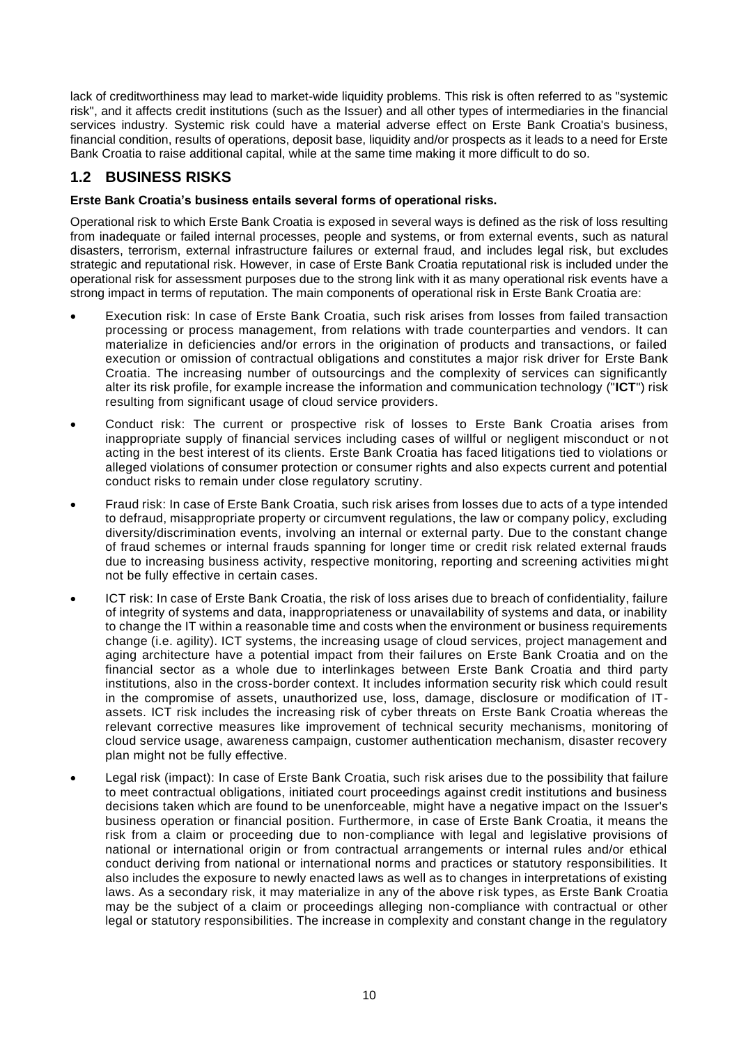lack of creditworthiness may lead to market-wide liquidity problems. This risk is often referred to as "systemic risk", and it affects credit institutions (such as the Issuer) and all other types of intermediaries in the financial services industry. Systemic risk could have a material adverse effect on Erste Bank Croatia's business, financial condition, results of operations, deposit base, liquidity and/or prospects as it leads to a need for Erste Bank Croatia to raise additional capital, while at the same time making it more difficult to do so.

## 1.2 BUSINESS RISKS

**Erste Bank Croatia's business entails several forms of operational risks.**

Operational risk to which Erste Bank Croatia is exposed in several ways is defined as the risk of loss resulting from inadequate or failed internal processes, people and systems, or from external events, such as natural disasters, terrorism, external infrastructure failures or external fraud, and includes legal risk, but excludes strategic and reputational risk. However, in case of Erste Bank Croatia reputational risk is included under the operational risk for assessment purposes due to the strong link with it as many operational risk events have a strong impact in terms of reputation. The main components of operational risk in Erste Bank Croatia are:

- Execution risk: In case of Erste Bank Croatia, such risk arises from losses from failed transaction processing or process management, from relations with trade counterparties and vendors. It can materialize in deficiencies and/or errors in the origination of products and transactions, or failed execution or omission of contractual obligations and constitutes a major risk driver for Erste Bank Croatia. The increasing number of outsourcings and the complexity of services can significantly alter its risk profile, for example increase the information and communication technology ("**ICT**") risk resulting from significant usage of cloud service providers.
- Conduct risk: The current or prospective risk of losses to Erste Bank Croatia arises from inappropriate supply of financial services including cases of willful or negligent misconduct or not acting in the best interest of its clients. Erste Bank Croatia has faced litigations tied to violations or alleged violations of consumer protection or consumer rights and also expects current and potential conduct risks to remain under close regulatory scrutiny.
- Fraud risk: In case of Erste Bank Croatia, such risk arises from losses due to acts of a type intended to defraud, misappropriate property or circumvent regulations, the law or company policy, excluding diversity/discrimination events, involving an internal or external party. Due to the constant change of fraud schemes or internal frauds spanning for longer time or credit risk related external frauds due to increasing business activity, respective monitoring, reporting and screening activities might not be fully effective in certain cases.
- ICT risk: In case of Erste Bank Croatia, the risk of loss arises due to breach of confidentiality, failure of integrity of systems and data, inappropriateness or unavailability of systems and data, or inability to change the IT within a reasonable time and costs when the environment or business requirements change (i.e. agility). ICT systems, the increasing usage of cloud services, project management and aging architecture have a potential impact from their failures on Erste Bank Croatia and on the financial sector as a whole due to interlinkages between Erste Bank Croatia and third party institutions, also in the cross-border context. It includes information security risk which could result in the compromise of assets, unauthorized use, loss, damage, disclosure or modification of IT-assets. ICT risk includes the increasing risk of cyber threats on Erste Bank Croatia whereas the relevant corrective measures like improvement of technical security mechanisms, monitoring of cloud service usage, awareness campaign, customer authentication mechanism, disaster recovery plan might not be fully effective.
- Legal risk (impact): In case of Erste Bank Croatia, such risk arises due to the possibility that failure to meet contractual obligations, initiated court proceedings against credit institutions and business decisions taken which are found to be unenforceable, might have a negative impact on the Issuer's business operation or financial position. Furthermore, in case of Erste Bank Croatia, it means the risk from a claim or proceeding due to non-compliance with legal and legislative provisions of national or international origin or from contractual arrangements or internal rules and/or ethical conduct deriving from national or international norms and practices or statutory responsibilities. It also includes the exposure to newly enacted laws as well as to changes in interpretations of existing laws. As a secondary risk, it may materialize in any of the above risk types, as Erste Bank Croatia may be the subject of a claim or proceedings alleging non-compliance with contractual or other legal or statutory responsibilities. The increase in complexity and constant change in the regulatory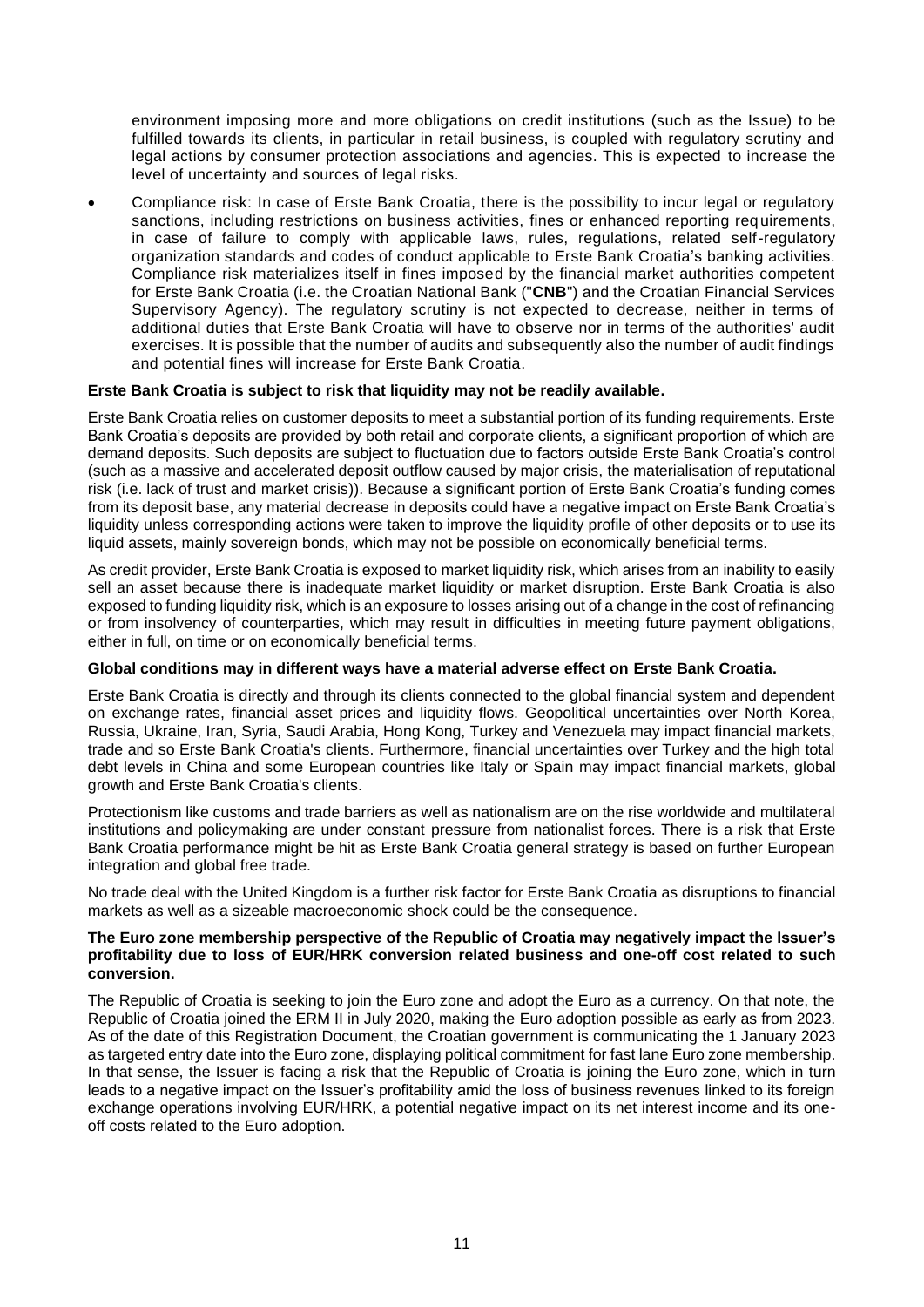environment imposing more and more obligations on credit institutions (such as the Issue) to be fulfilled towards its clients, in particular in retail business, is coupled with regulatory scrutiny and legal actions by consumer protection associations and agencies. This is expected to increase the level of uncertainty and sources of legal risks.

- Compliance risk: In case of Erste Bank Croatia, there is the possibility to incur legal or regulatory sanctions, including restrictions on business activities, fines or enhanced reporting requirements, in case of failure to comply with applicable laws, rules, regulations, related self-regulatory organization standards and codes of conduct applicable to Erste Bank Croatia's banking activities. Compliance risk materializes itself in fines imposed by the financial market authorities competent for Erste Bank Croatia (i.e. the Croatian National Bank ("**CNB**") and the Croatian Financial Services Supervisory Agency). The regulatory scrutiny is not expected to decrease, neither in terms of additional duties that Erste Bank Croatia will have to observe nor in terms of the authorities' audit exercises. It is possible that the number of audits and subsequently also the number of audit findings and potential fines will increase for Erste Bank Croatia.

**Erste Bank Croatia is subject to risk that liquidity may not be readily available.**

Erste Bank Croatia relies on customer deposits to meet a substantial portion of its funding requirements. Erste Bank Croatia's deposits are provided by both retail and corporate clients, a significant proportion of which are demand deposits. Such deposits are subject to fluctuation due to factors outside Erste Bank Croatia's control (such as a massive and accelerated deposit outflow caused by major crisis, the materialisation of reputational risk (i.e. lack of trust and market crisis)). Because a significant portion of Erste Bank Croatia's funding comes from its deposit base, any material decrease in deposits could have a negative impact on Erste Bank Croatia's liquidity unless corresponding actions were taken to improve the liquidity profile of other deposits or to use its liquid assets, mainly sovereign bonds, which may not be possible on economically beneficial terms.

As credit provider, Erste Bank Croatia is exposed to market liquidity risk, which arises from an inability to easily sell an asset because there is inadequate market liquidity or market disruption. Erste Bank Croatia is also exposed to funding liquidity risk, which is an exposure to losses arising out of a change in the cost of refinancing or from insolvency of counterparties, which may result in difficulties in meeting future payment obligations, either in full, on time or on economically beneficial terms.

**Global conditions may in different ways have a material adverse effect on Erste Bank Croatia.**

Erste Bank Croatia is directly and through its clients connected to the global financial system and dependent on exchange rates, financial asset prices and liquidity flows. Geopolitical uncertainties over North Korea, Russia, Ukraine, Iran, Syria, Saudi Arabia, Hong Kong, Turkey and Venezuela may impact financial markets, trade and so Erste Bank Croatia's clients. Furthermore, financial uncertainties over Turkey and the high total debt levels in China and some European countries like Italy or Spain may impact financial markets, global growth and Erste Bank Croatia's clients.

Protectionism like customs and trade barriers as well as nationalism are on the rise worldwide and multilateral institutions and policymaking are under constant pressure from nationalist forces. There is a risk that Erste Bank Croatia performance might be hit as Erste Bank Croatia general strategy is based on further European integration and global free trade.

No trade deal with the United Kingdom is a further risk factor for Erste Bank Croatia as disruptions to financial markets as well as a sizeable macroeconomic shock could be the consequence.

**The Euro zone membership perspective of the Republic of Croatia may negatively impact the Issuer's profitability due to loss of EUR/HRK conversion related business and one-off cost related to such conversion.**

The Republic of Croatia is seeking to join the Euro zone and adopt the Euro as a currency. On that note, the Republic of Croatia joined the ERM II in July 2020, making the Euro adoption possible as early as from 2023. As of the date of this Registration Document, the Croatian government is communicating the 1 January 2023 as targeted entry date into the Euro zone, displaying political commitment for fast lane Euro zone membership. In that sense, the Issuer is facing a risk that the Republic of Croatia is joining the Euro zone, which in turn leads to a negative impact on the Issuer's profitability amid the loss of business revenues linked to its foreign exchange operations involving EUR/HRK, a potential negative impact on its net interest income and its one-off costs related to the Euro adoption.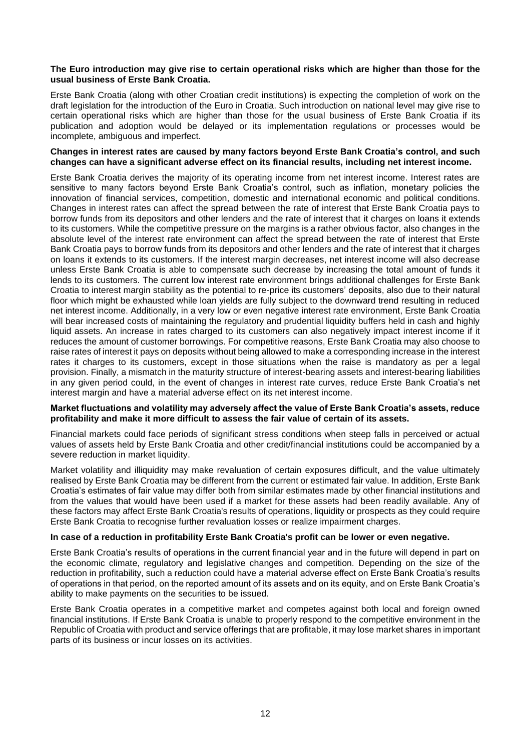**The Euro introduction may give rise to certain operational risks which are higher than those for the usual business of Erste Bank Croatia.**

Erste Bank Croatia (along with other Croatian credit institutions) is expecting the completion of work on the draft legislation for the introduction of the Euro in Croatia. Such introduction on national level may give rise to certain operational risks which are higher than those for the usual business of Erste Bank Croatia if its publication and adoption would be delayed or its implementation regulations or processes would be incomplete, ambiguous and imperfect.

**Changes in interest rates are caused by many factors beyond Erste Bank Croatia's control, and such changes can have a significant adverse effect on its financial results, including net interest income.**

Erste Bank Croatia derives the majority of its operating income from net interest income. Interest rates are sensitive to many factors beyond Erste Bank Croatia's control, such as inflation, monetary policies the innovation of financial services, competition, domestic and international economic and political conditions. Changes in interest rates can affect the spread between the rate of interest that Erste Bank Croatia pays to borrow funds from its depositors and other lenders and the rate of interest that it charges on loans it extends to its customers. While the competitive pressure on the margins is a rather obvious factor, also changes in the absolute level of the interest rate environment can affect the spread between the rate of interest that Erste Bank Croatia pays to borrow funds from its depositors and other lenders and the rate of interest that it charges on loans it extends to its customers. If the interest margin decreases, net interest income will also decrease unless Erste Bank Croatia is able to compensate such decrease by increasing the total amount of funds it lends to its customers. The current low interest rate environment brings additional challenges for Erste Bank Croatia to interest margin stability as the potential to re-price its customers' deposits, also due to their natural floor which might be exhausted while loan yields are fully subject to the downward trend resulting in reduced net interest income. Additionally, in a very low or even negative interest rate environment, Erste Bank Croatia will bear increased costs of maintaining the regulatory and prudential liquidity buffers held in cash and highly liquid assets. An increase in rates charged to its customers can also negatively impact interest income if it reduces the amount of customer borrowings. For competitive reasons, Erste Bank Croatia may also choose to raise rates of interest it pays on deposits without being allowed to make a corresponding increase in the interest rates it charges to its customers, except in those situations when the raise is mandatory as per a legal provision. Finally, a mismatch in the maturity structure of interest-bearing assets and interest-bearing liabilities in any given period could, in the event of changes in interest rate curves, reduce Erste Bank Croatia's net interest margin and have a material adverse effect on its net interest income.

**Market fluctuations and volatility may adversely affect the value of Erste Bank Croatia's assets, reduce profitability and make it more difficult to assess the fair value of certain of its assets.**

Financial markets could face periods of significant stress conditions when steep falls in perceived or actual values of assets held by Erste Bank Croatia and other credit/financial institutions could be accompanied by a severe reduction in market liquidity.

Market volatility and illiquidity may make revaluation of certain exposures difficult, and the value ultimately realised by Erste Bank Croatia may be different from the current or estimated fair value. In addition, Erste Bank Croatia's estimates of fair value may differ both from similar estimates made by other financial institutions and from the values that would have been used if a market for these assets had been readily available. Any of these factors may affect Erste Bank Croatia's results of operations, liquidity or prospects as they could require Erste Bank Croatia to recognise further revaluation losses or realize impairment charges.

**In case of a reduction in profitability Erste Bank Croatia's profit can be lower or even negative.**

Erste Bank Croatia's results of operations in the current financial year and in the future will depend in part on the economic climate, regulatory and legislative changes and competition. Depending on the size of the reduction in profitability, such a reduction could have a material adverse effect on Erste Bank Croatia's results of operations in that period, on the reported amount of its assets and on its equity, and on Erste Bank Croatia's ability to make payments on the securities to be issued.

Erste Bank Croatia operates in a competitive market and competes against both local and foreign owned financial institutions. If Erste Bank Croatia is unable to properly respond to the competitive environment in the Republic of Croatia with product and service offerings that are profitable, it may lose market shares in important parts of its business or incur losses on its activities.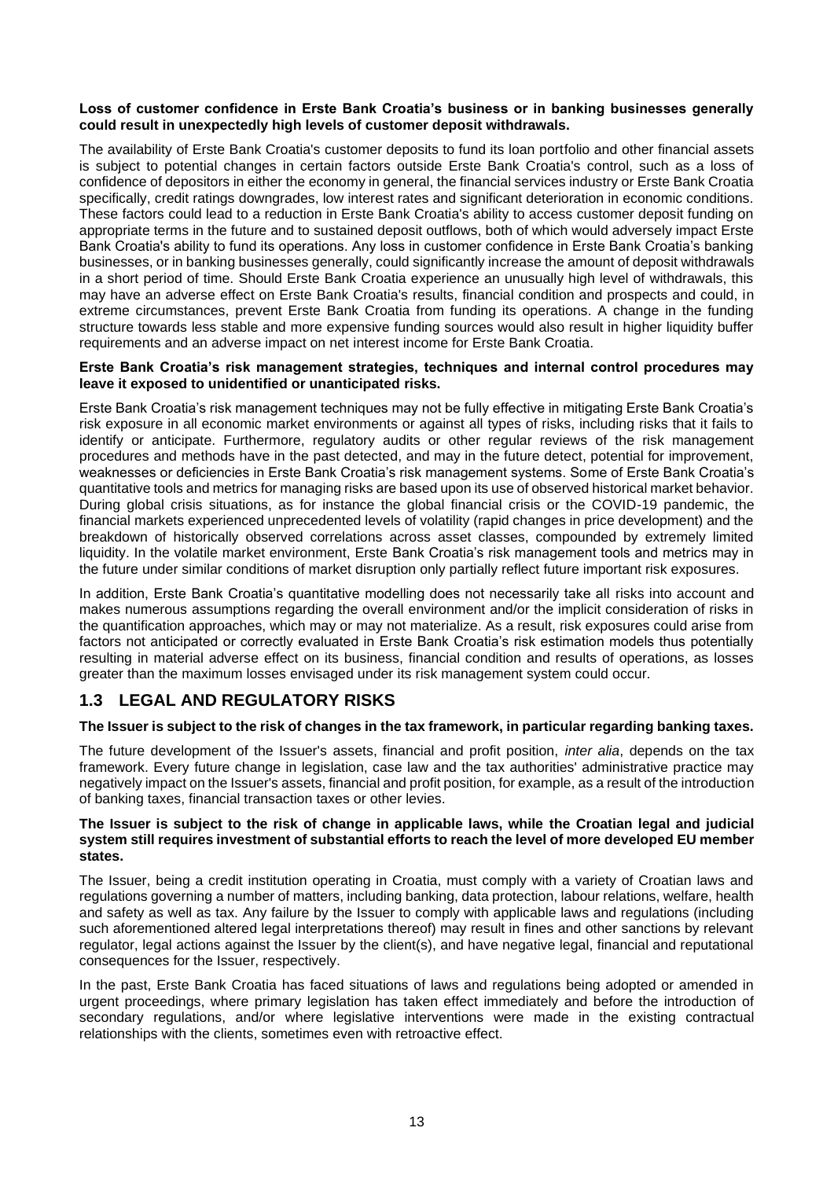**Loss of customer confidence in Erste Bank Croatia's business or in banking businesses generally could result in unexpectedly high levels of customer deposit withdrawals.**

The availability of Erste Bank Croatia's customer deposits to fund its loan portfolio and other financial assets is subject to potential changes in certain factors outside Erste Bank Croatia's control, such as a loss of confidence of depositors in either the economy in general, the financial services industry or Erste Bank Croatia specifically, credit ratings downgrades, low interest rates and significant deterioration in economic conditions. These factors could lead to a reduction in Erste Bank Croatia's ability to access customer deposit funding on appropriate terms in the future and to sustained deposit outflows, both of which would adversely impact Erste Bank Croatia's ability to fund its operations. Any loss in customer confidence in Erste Bank Croatia's banking businesses, or in banking businesses generally, could significantly increase the amount of deposit withdrawals in a short period of time. Should Erste Bank Croatia experience an unusually high level of withdrawals, this may have an adverse effect on Erste Bank Croatia's results, financial condition and prospects and could, in extreme circumstances, prevent Erste Bank Croatia from funding its operations. A change in the funding structure towards less stable and more expensive funding sources would also result in higher liquidity buffer requirements and an adverse impact on net interest income for Erste Bank Croatia.

**Erste Bank Croatia's risk management strategies, techniques and internal control procedures may leave it exposed to unidentified or unanticipated risks.**

Erste Bank Croatia's risk management techniques may not be fully effective in mitigating Erste Bank Croatia's risk exposure in all economic market environments or against all types of risks, including risks that it fails to identify or anticipate. Furthermore, regulatory audits or other regular reviews of the risk management procedures and methods have in the past detected, and may in the future detect, potential for improvement, weaknesses or deficiencies in Erste Bank Croatia's risk management systems. Some of Erste Bank Croatia's quantitative tools and metrics for managing risks are based upon its use of observed historical market behavior. During global crisis situations, as for instance the global financial crisis or the COVID-19 pandemic, the financial markets experienced unprecedented levels of volatility (rapid changes in price development) and the breakdown of historically observed correlations across asset classes, compounded by extremely limited liquidity. In the volatile market environment, Erste Bank Croatia's risk management tools and metrics may in the future under similar conditions of market disruption only partially reflect future important risk exposures.

In addition, Erste Bank Croatia's quantitative modelling does not necessarily take all risks into account and makes numerous assumptions regarding the overall environment and/or the implicit consideration of risks in the quantification approaches, which may or may not materialize. As a result, risk exposures could arise from factors not anticipated or correctly evaluated in Erste Bank Croatia's risk estimation models thus potentially resulting in material adverse effect on its business, financial condition and results of operations, as losses greater than the maximum losses envisaged under its risk management system could occur.

## 1.3 LEGAL AND REGULATORY RISKS

**The Issuer is subject to the risk of changes in the tax framework, in particular regarding banking taxes.**

The future development of the Issuer's assets, financial and profit position, *inter alia*, depends on the tax framework. Every future change in legislation, case law and the tax authorities' administrative practice may negatively impact on the Issuer's assets, financial and profit position, for example, as a result of the introduction of banking taxes, financial transaction taxes or other levies.

**The Issuer is subject to the risk of change in applicable laws, while the Croatian legal and judicial system still requires investment of substantial efforts to reach the level of more developed EU member states.**

The Issuer, being a credit institution operating in Croatia, must comply with a variety of Croatian laws and regulations governing a number of matters, including banking, data protection, labour relations, welfare, health and safety as well as tax. Any failure by the Issuer to comply with applicable laws and regulations (including such aforementioned altered legal interpretations thereof) may result in fines and other sanctions by relevant regulator, legal actions against the Issuer by the client(s), and have negative legal, financial and reputational consequences for the Issuer, respectively.

In the past, Erste Bank Croatia has faced situations of laws and regulations being adopted or amended in urgent proceedings, where primary legislation has taken effect immediately and before the introduction of secondary regulations, and/or where legislative interventions were made in the existing contractual relationships with the clients, sometimes even with retroactive effect.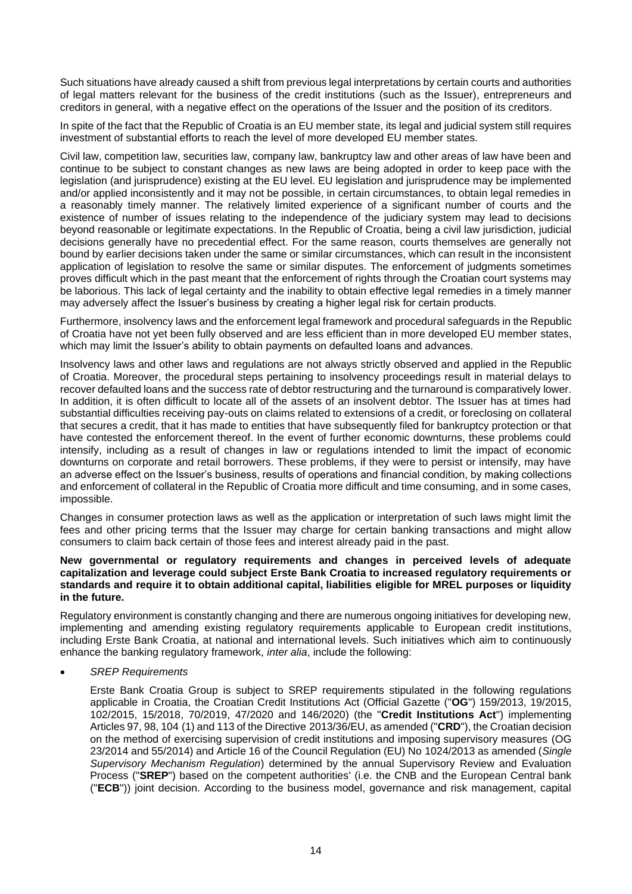Such situations have already caused a shift from previous legal interpretations by certain courts and authorities of legal matters relevant for the business of the credit institutions (such as the Issuer), entrepreneurs and creditors in general, with a negative effect on the operations of the Issuer and the position of its creditors.

In spite of the fact that the Republic of Croatia is an EU member state, its legal and judicial system still requires investment of substantial efforts to reach the level of more developed EU member states.

Civil law, competition law, securities law, company law, bankruptcy law and other areas of law have been and continue to be subject to constant changes as new laws are being adopted in order to keep pace with the legislation (and jurisprudence) existing at the EU level. EU legislation and jurisprudence may be implemented and/or applied inconsistently and it may not be possible, in certain circumstances, to obtain legal remedies in a reasonably timely manner. The relatively limited experience of a significant number of courts and the existence of number of issues relating to the independence of the judiciary system may lead to decisions beyond reasonable or legitimate expectations. In the Republic of Croatia, being a civil law jurisdiction, judicial decisions generally have no precedential effect. For the same reason, courts themselves are generally not bound by earlier decisions taken under the same or similar circumstances, which can result in the inconsistent application of legislation to resolve the same or similar disputes. The enforcement of judgments sometimes proves difficult which in the past meant that the enforcement of rights through the Croatian court systems may be laborious. This lack of legal certainty and the inability to obtain effective legal remedies in a timely manner may adversely affect the Issuer's business by creating a higher legal risk for certain products.

Furthermore, insolvency laws and the enforcement legal framework and procedural safeguards in the Republic of Croatia have not yet been fully observed and are less efficient than in more developed EU member states, which may limit the Issuer's ability to obtain payments on defaulted loans and advances.

Insolvency laws and other laws and regulations are not always strictly observed and applied in the Republic of Croatia. Moreover, the procedural steps pertaining to insolvency proceedings result in material delays to recover defaulted loans and the success rate of debtor restructuring and the turnaround is comparatively lower. In addition, it is often difficult to locate all of the assets of an insolvent debtor. The Issuer has at times had substantial difficulties receiving pay-outs on claims related to extensions of a credit, or foreclosing on collateral that secures a credit, that it has made to entities that have subsequently filed for bankruptcy protection or that have contested the enforcement thereof. In the event of further economic downturns, these problems could intensify, including as a result of changes in law or regulations intended to limit the impact of economic downturns on corporate and retail borrowers. These problems, if they were to persist or intensify, may have an adverse effect on the Issuer's business, results of operations and financial condition, by making collections and enforcement of collateral in the Republic of Croatia more difficult and time consuming, and in some cases, impossible.

Changes in consumer protection laws as well as the application or interpretation of such laws might limit the fees and other pricing terms that the Issuer may charge for certain banking transactions and might allow consumers to claim back certain of those fees and interest already paid in the past.

**New governmental or regulatory requirements and changes in perceived levels of adequate capitalization and leverage could subject Erste Bank Croatia to increased regulatory requirements or standards and require it to obtain additional capital, liabilities eligible for MREL purposes or liquidity in the future.**

Regulatory environment is constantly changing and there are numerous ongoing initiatives for developing new, implementing and amending existing regulatory requirements applicable to European credit institutions, including Erste Bank Croatia, at national and international levels. Such initiatives which aim to continuously enhance the banking regulatory framework, *inter alia*, include the following:

- *SREP Requirements*

  Erste Bank Croatia Group is subject to SREP requirements stipulated in the following regulations applicable in Croatia, the Croatian Credit Institutions Act (Official Gazette ("**OG**") 159/2013, 19/2015, 102/2015, 15/2018, 70/2019, 47/2020 and 146/2020) (the "**Credit Institutions Act**") implementing Articles 97, 98, 104 (1) and 113 of the Directive 2013/36/EU, as amended ("**CRD**"), the Croatian decision on the method of exercising supervision of credit institutions and imposing supervisory measures (OG 23/2014 and 55/2014) and Article 16 of the Council Regulation (EU) No 1024/2013 as amended (*Single Supervisory Mechanism Regulation*) determined by the annual Supervisory Review and Evaluation Process ("**SREP**") based on the competent authorities' (i.e. the CNB and the European Central bank ("**ECB**")) joint decision. According to the business model, governance and risk management, capital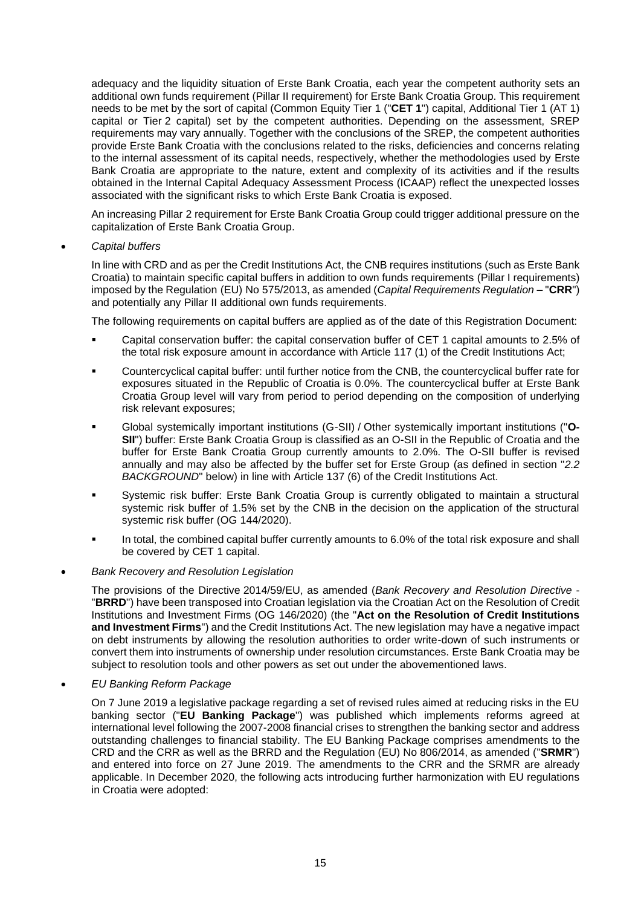adequacy and the liquidity situation of Erste Bank Croatia, each year the competent authority sets an additional own funds requirement (Pillar II requirement) for Erste Bank Croatia Group. This requirement needs to be met by the sort of capital (Common Equity Tier 1 ("**CET 1**") capital, Additional Tier 1 (AT 1) capital or Tier 2 capital) set by the competent authorities. Depending on the assessment, SREP requirements may vary annually. Together with the conclusions of the SREP, the competent authorities provide Erste Bank Croatia with the conclusions related to the risks, deficiencies and concerns relating to the internal assessment of its capital needs, respectively, whether the methodologies used by Erste Bank Croatia are appropriate to the nature, extent and complexity of its activities and if the results obtained in the Internal Capital Adequacy Assessment Process (ICAAP) reflect the unexpected losses associated with the significant risks to which Erste Bank Croatia is exposed.

An increasing Pillar 2 requirement for Erste Bank Croatia Group could trigger additional pressure on the capitalization of Erste Bank Croatia Group.

- *Capital buffers*

  In line with CRD and as per the Credit Institutions Act, the CNB requires institutions (such as Erste Bank Croatia) to maintain specific capital buffers in addition to own funds requirements (Pillar I requirements) imposed by the Regulation (EU) No 575/2013, as amended (*Capital Requirements Regulation* – "**CRR**") and potentially any Pillar II additional own funds requirements.

  The following requirements on capital buffers are applied as of the date of this Registration Document:

  - Capital conservation buffer: the capital conservation buffer of CET 1 capital amounts to 2.5% of the total risk exposure amount in accordance with Article 117 (1) of the Credit Institutions Act;
  - Countercyclical capital buffer: until further notice from the CNB, the countercyclical buffer rate for exposures situated in the Republic of Croatia is 0.0%. The countercyclical buffer at Erste Bank Croatia Group level will vary from period to period depending on the composition of underlying risk relevant exposures;
  - Global systemically important institutions (G-SII) / Other systemically important institutions ("**O-SII**") buffer: Erste Bank Croatia Group is classified as an O-SII in the Republic of Croatia and the buffer for Erste Bank Croatia Group currently amounts to 2.0%. The O-SII buffer is revised annually and may also be affected by the buffer set for Erste Group (as defined in section "*2.2 BACKGROUND*" below) in line with Article 137 (6) of the Credit Institutions Act.
  - Systemic risk buffer: Erste Bank Croatia Group is currently obligated to maintain a structural systemic risk buffer of 1.5% set by the CNB in the decision on the application of the structural systemic risk buffer (OG 144/2020).
  - In total, the combined capital buffer currently amounts to 6.0% of the total risk exposure and shall be covered by CET 1 capital.

- *Bank Recovery and Resolution Legislation*

  The provisions of the Directive 2014/59/EU, as amended (*Bank Recovery and Resolution Directive* - "**BRRD**") have been transposed into Croatian legislation via the Croatian Act on the Resolution of Credit Institutions and Investment Firms (OG 146/2020) (the "**Act on the Resolution of Credit Institutions and Investment Firms**") and the Credit Institutions Act. The new legislation may have a negative impact on debt instruments by allowing the resolution authorities to order write-down of such instruments or convert them into instruments of ownership under resolution circumstances. Erste Bank Croatia may be subject to resolution tools and other powers as set out under the abovementioned laws.

- *EU Banking Reform Package*

  On 7 June 2019 a legislative package regarding a set of revised rules aimed at reducing risks in the EU banking sector ("**EU Banking Package**") was published which implements reforms agreed at international level following the 2007-2008 financial crises to strengthen the banking sector and address outstanding challenges to financial stability. The EU Banking Package comprises amendments to the CRD and the CRR as well as the BRRD and the Regulation (EU) No 806/2014, as amended ("**SRMR**") and entered into force on 27 June 2019. The amendments to the CRR and the SRMR are already applicable. In December 2020, the following acts introducing further harmonization with EU regulations in Croatia were adopted: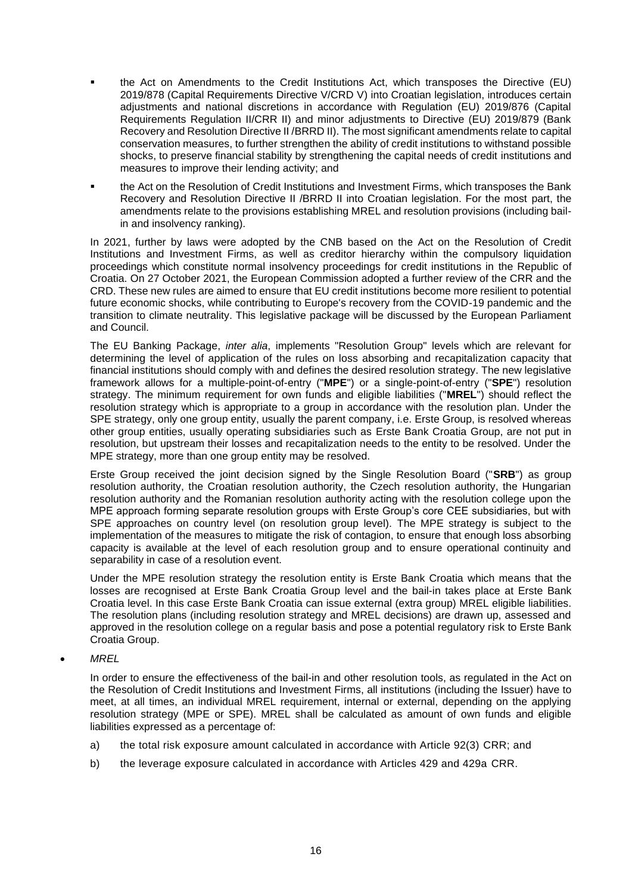- the Act on Amendments to the Credit Institutions Act, which transposes the Directive (EU) 2019/878 (Capital Requirements Directive V/CRD V) into Croatian legislation, introduces certain adjustments and national discretions in accordance with Regulation (EU) 2019/876 (Capital Requirements Regulation II/CRR II) and minor adjustments to Directive (EU) 2019/879 (Bank Recovery and Resolution Directive II /BRRD II). The most significant amendments relate to capital conservation measures, to further strengthen the ability of credit institutions to withstand possible shocks, to preserve financial stability by strengthening the capital needs of credit institutions and measures to improve their lending activity; and
- the Act on the Resolution of Credit Institutions and Investment Firms, which transposes the Bank Recovery and Resolution Directive II /BRRD II into Croatian legislation. For the most part, the amendments relate to the provisions establishing MREL and resolution provisions (including bail-in and insolvency ranking).

In 2021, further by laws were adopted by the CNB based on the Act on the Resolution of Credit Institutions and Investment Firms, as well as creditor hierarchy within the compulsory liquidation proceedings which constitute normal insolvency proceedings for credit institutions in the Republic of Croatia. On 27 October 2021, the European Commission adopted a further review of the CRR and the CRD. These new rules are aimed to ensure that EU credit institutions become more resilient to potential future economic shocks, while contributing to Europe's recovery from the COVID-19 pandemic and the transition to climate neutrality. This legislative package will be discussed by the European Parliament and Council.

The EU Banking Package, *inter alia*, implements "Resolution Group" levels which are relevant for determining the level of application of the rules on loss absorbing and recapitalization capacity that financial institutions should comply with and defines the desired resolution strategy. The new legislative framework allows for a multiple-point-of-entry ("**MPE**") or a single-point-of-entry ("**SPE**") resolution strategy. The minimum requirement for own funds and eligible liabilities ("**MREL**") should reflect the resolution strategy which is appropriate to a group in accordance with the resolution plan. Under the SPE strategy, only one group entity, usually the parent company, i.e. Erste Group, is resolved whereas other group entities, usually operating subsidiaries such as Erste Bank Croatia Group, are not put in resolution, but upstream their losses and recapitalization needs to the entity to be resolved. Under the MPE strategy, more than one group entity may be resolved.

Erste Group received the joint decision signed by the Single Resolution Board ("**SRB**") as group resolution authority, the Croatian resolution authority, the Czech resolution authority, the Hungarian resolution authority and the Romanian resolution authority acting with the resolution college upon the MPE approach forming separate resolution groups with Erste Group's core CEE subsidiaries, but with SPE approaches on country level (on resolution group level). The MPE strategy is subject to the implementation of the measures to mitigate the risk of contagion, to ensure that enough loss absorbing capacity is available at the level of each resolution group and to ensure operational continuity and separability in case of a resolution event.

Under the MPE resolution strategy the resolution entity is Erste Bank Croatia which means that the losses are recognised at Erste Bank Croatia Group level and the bail-in takes place at Erste Bank Croatia level. In this case Erste Bank Croatia can issue external (extra group) MREL eligible liabilities. The resolution plans (including resolution strategy and MREL decisions) are drawn up, assessed and approved in the resolution college on a regular basis and pose a potential regulatory risk to Erste Bank Croatia Group.

- *MREL*

  In order to ensure the effectiveness of the bail-in and other resolution tools, as regulated in the Act on the Resolution of Credit Institutions and Investment Firms, all institutions (including the Issuer) have to meet, at all times, an individual MREL requirement, internal or external, depending on the applying resolution strategy (MPE or SPE). MREL shall be calculated as amount of own funds and eligible liabilities expressed as a percentage of:

  a) the total risk exposure amount calculated in accordance with Article 92(3) CRR; and

  b) the leverage exposure calculated in accordance with Articles 429 and 429a CRR.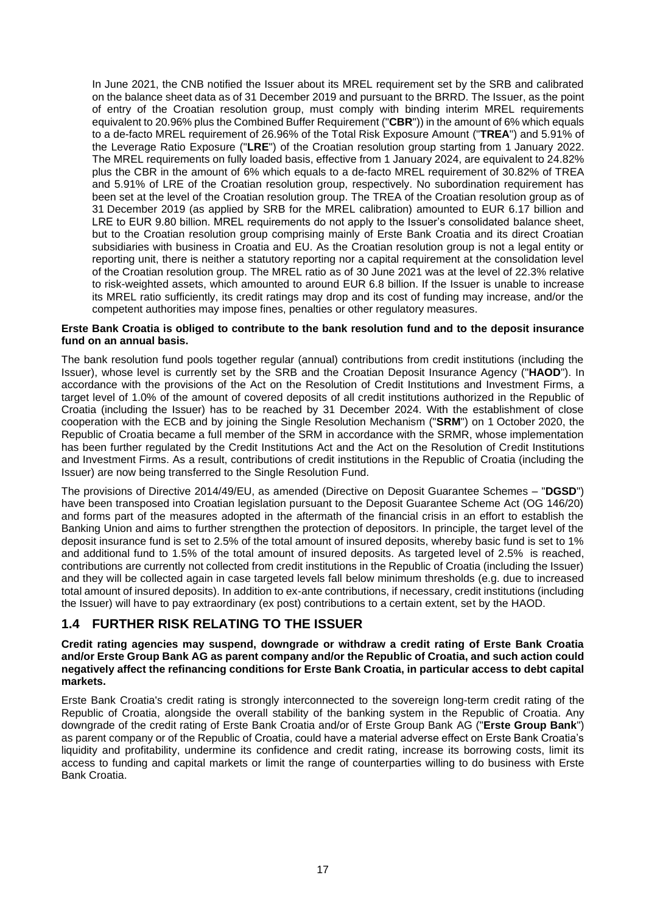In June 2021, the CNB notified the Issuer about its MREL requirement set by the SRB and calibrated on the balance sheet data as of 31 December 2019 and pursuant to the BRRD. The Issuer, as the point of entry of the Croatian resolution group, must comply with binding interim MREL requirements equivalent to 20.96% plus the Combined Buffer Requirement ("**CBR**")) in the amount of 6% which equals to a de-facto MREL requirement of 26.96% of the Total Risk Exposure Amount ("**TREA**") and 5.91% of the Leverage Ratio Exposure ("**LRE**") of the Croatian resolution group starting from 1 January 2022. The MREL requirements on fully loaded basis, effective from 1 January 2024, are equivalent to 24.82% plus the CBR in the amount of 6% which equals to a de-facto MREL requirement of 30.82% of TREA and 5.91% of LRE of the Croatian resolution group, respectively. No subordination requirement has been set at the level of the Croatian resolution group. The TREA of the Croatian resolution group as of 31 December 2019 (as applied by SRB for the MREL calibration) amounted to EUR 6.17 billion and LRE to EUR 9.80 billion. MREL requirements do not apply to the Issuer's consolidated balance sheet, but to the Croatian resolution group comprising mainly of Erste Bank Croatia and its direct Croatian subsidiaries with business in Croatia and EU. As the Croatian resolution group is not a legal entity or reporting unit, there is neither a statutory reporting nor a capital requirement at the consolidation level of the Croatian resolution group. The MREL ratio as of 30 June 2021 was at the level of 22.3% relative to risk-weighted assets, which amounted to around EUR 6.8 billion. If the Issuer is unable to increase its MREL ratio sufficiently, its credit ratings may drop and its cost of funding may increase, and/or the competent authorities may impose fines, penalties or other regulatory measures.

**Erste Bank Croatia is obliged to contribute to the bank resolution fund and to the deposit insurance fund on an annual basis.**

The bank resolution fund pools together regular (annual) contributions from credit institutions (including the Issuer), whose level is currently set by the SRB and the Croatian Deposit Insurance Agency ("**HAOD**"). In accordance with the provisions of the Act on the Resolution of Credit Institutions and Investment Firms, a target level of 1.0% of the amount of covered deposits of all credit institutions authorized in the Republic of Croatia (including the Issuer) has to be reached by 31 December 2024. With the establishment of close cooperation with the ECB and by joining the Single Resolution Mechanism ("**SRM**") on 1 October 2020, the Republic of Croatia became a full member of the SRM in accordance with the SRMR, whose implementation has been further regulated by the Credit Institutions Act and the Act on the Resolution of Credit Institutions and Investment Firms. As a result, contributions of credit institutions in the Republic of Croatia (including the Issuer) are now being transferred to the Single Resolution Fund.

The provisions of Directive 2014/49/EU, as amended (Directive on Deposit Guarantee Schemes – "**DGSD**") have been transposed into Croatian legislation pursuant to the Deposit Guarantee Scheme Act (OG 146/20) and forms part of the measures adopted in the aftermath of the financial crisis in an effort to establish the Banking Union and aims to further strengthen the protection of depositors. In principle, the target level of the deposit insurance fund is set to 2.5% of the total amount of insured deposits, whereby basic fund is set to 1% and additional fund to 1.5% of the total amount of insured deposits. As targeted level of 2.5% is reached, contributions are currently not collected from credit institutions in the Republic of Croatia (including the Issuer) and they will be collected again in case targeted levels fall below minimum thresholds (e.g. due to increased total amount of insured deposits). In addition to ex-ante contributions, if necessary, credit institutions (including the Issuer) will have to pay extraordinary (ex post) contributions to a certain extent, set by the HAOD.

## 1.4 FURTHER RISK RELATING TO THE ISSUER

**Credit rating agencies may suspend, downgrade or withdraw a credit rating of Erste Bank Croatia and/or Erste Group Bank AG as parent company and/or the Republic of Croatia, and such action could negatively affect the refinancing conditions for Erste Bank Croatia, in particular access to debt capital markets.**

Erste Bank Croatia's credit rating is strongly interconnected to the sovereign long-term credit rating of the Republic of Croatia, alongside the overall stability of the banking system in the Republic of Croatia. Any downgrade of the credit rating of Erste Bank Croatia and/or of Erste Group Bank AG ("**Erste Group Bank**") as parent company or of the Republic of Croatia, could have a material adverse effect on Erste Bank Croatia's liquidity and profitability, undermine its confidence and credit rating, increase its borrowing costs, limit its access to funding and capital markets or limit the range of counterparties willing to do business with Erste Bank Croatia.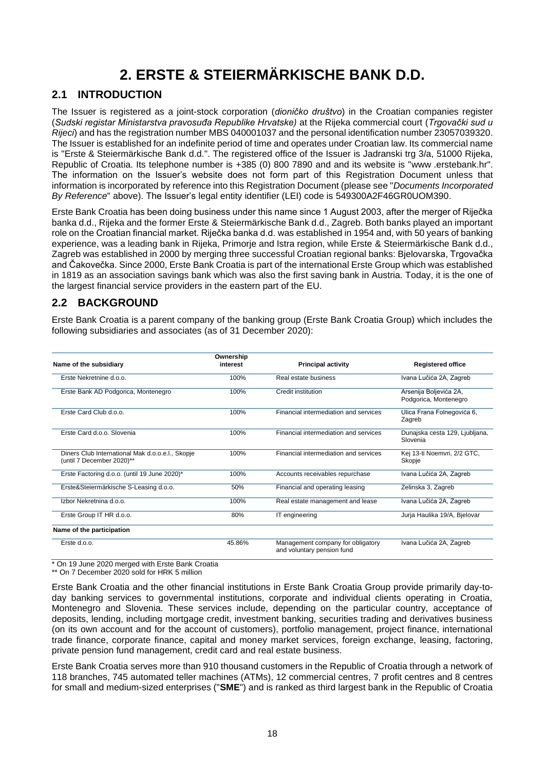# 2. ERSTE & STEIERMÄRKISCHE BANK D.D.

## 2.1 INTRODUCTION

The Issuer is registered as a joint-stock corporation (*dioničko društvo*) in the Croatian companies register (*Sudski registar Ministarstva pravosuđa Republike Hrvatske)* at the Rijeka commercial court (*Trgovački sud u Rijeci*) and has the registration number MBS 040001037 and the personal identification number 23057039320. The Issuer is established for an indefinite period of time and operates under Croatian law. Its commercial name is "Erste & Steiermärkische Bank d.d.". The registered office of the Issuer is Jadranski trg 3/a, 51000 Rijeka, Republic of Croatia. Its telephone number is +385 (0) 800 7890 and and its website is "www .erstebank.hr". The information on the Issuer's website does not form part of this Registration Document unless that information is incorporated by reference into this Registration Document (please see "*Documents Incorporated By Reference*" above). The Issuer's legal entity identifier (LEI) code is 549300A2F46GR0UOM390.

Erste Bank Croatia has been doing business under this name since 1 August 2003, after the merger of Riječka banka d.d., Rijeka and the former Erste & Steiermärkische Bank d.d., Zagreb. Both banks played an important role on the Croatian financial market. Riječka banka d.d. was established in 1954 and, with 50 years of banking experience, was a leading bank in Rijeka, Primorje and Istra region, while Erste & Steiermärkische Bank d.d., Zagreb was established in 2000 by merging three successful Croatian regional banks: Bjelovarska, Trgovačka and Čakovečka. Since 2000, Erste Bank Croatia is part of the international Erste Group which was established in 1819 as an association savings bank which was also the first saving bank in Austria. Today, it is the one of the largest financial service providers in the eastern part of the EU.

## 2.2 BACKGROUND

Erste Bank Croatia is a parent company of the banking group (Erste Bank Croatia Group) which includes the following subsidiaries and associates (as of 31 December 2020):

| Name of the subsidiary | Ownership interest | Principal activity | Registered office |
|---|---|---|---|
| Erste Nekretnine d.o.o. | 100% | Real estate business | Ivana Lučića 2A, Zagreb |
| Erste Bank AD Podgorica, Montenegro | 100% | Credit institution | Arsenija Boljevića 2A, Podgorica, Montenegro |
| Erste Card Club d.o.o. | 100% | Financial intermediation and services | Ulica Frana Folnegovića 6, Zagreb |
| Erste Card d.o.o. Slovenia | 100% | Financial intermediation and services | Dunajska cesta 129, Ljubljana, Slovenia |
| Diners Club International Mak d.o.o.e.l., Skopje (until 7 December 2020)** | 100% | Financial intermediation and services | Kej 13-ti Noemvri, 2/2 GTC, Skopje |
| Erste Factoring d.o.o. (until 19 June 2020)* | 100% | Accounts receivables repurchase | Ivana Lučića 2A, Zagreb |
| Erste&Steiermärkische S-Leasing d.o.o. | 50% | Financial and operating leasing | Zelinska 3, Zagreb |
| Izbor Nekretnina d.o.o. | 100% | Real estate management and lease | Ivana Lučića 2A, Zagreb |
| Erste Group IT HR d.o.o. | 80% | IT engineering | Jurja Haulika 19/A, Bjelovar |
| **Name of the participation** | | | |
| Erste d.o.o. | 45.86% | Management company for obligatory and voluntary pension fund | Ivana Lučića 2A, Zagreb |

\* On 19 June 2020 merged with Erste Bank Croatia

** On 7 December 2020 sold for HRK 5 million

Erste Bank Croatia and the other financial institutions in Erste Bank Croatia Group provide primarily day-to-day banking services to governmental institutions, corporate and individual clients operating in Croatia, Montenegro and Slovenia. These services include, depending on the particular country, acceptance of deposits, lending, including mortgage credit, investment banking, securities trading and derivatives business (on its own account and for the account of customers), portfolio management, project finance, international trade finance, corporate finance, capital and money market services, foreign exchange, leasing, factoring, private pension fund management, credit card and real estate business.

Erste Bank Croatia serves more than 910 thousand customers in the Republic of Croatia through a network of 118 branches, 745 automated teller machines (ATMs), 12 commercial centres, 7 profit centres and 8 centres for small and medium-sized enterprises ("**SME**") and is ranked as third largest bank in the Republic of Croatia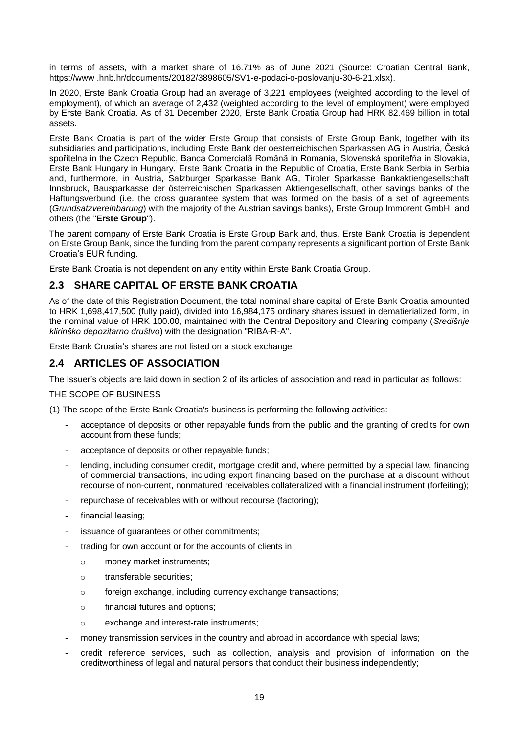in terms of assets, with a market share of 16.71% as of June 2021 (Source: Croatian Central Bank, https://www .hnb.hr/documents/20182/3898605/SV1-e-podaci-o-poslovanju-30-6-21.xlsx).

In 2020, Erste Bank Croatia Group had an average of 3,221 employees (weighted according to the level of employment), of which an average of 2,432 (weighted according to the level of employment) were employed by Erste Bank Croatia. As of 31 December 2020, Erste Bank Croatia Group had HRK 82.469 billion in total assets.

Erste Bank Croatia is part of the wider Erste Group that consists of Erste Group Bank, together with its subsidiaries and participations, including Erste Bank der oesterreichischen Sparkassen AG in Austria, Česká spořitelna in the Czech Republic, Banca Comercială Română in Romania, Slovenská sporiteľňa in Slovakia, Erste Bank Hungary in Hungary, Erste Bank Croatia in the Republic of Croatia, Erste Bank Serbia in Serbia and, furthermore, in Austria, Salzburger Sparkasse Bank AG, Tiroler Sparkasse Bankaktiengesellschaft Innsbruck, Bausparkasse der österreichischen Sparkassen Aktiengesellschaft, other savings banks of the Haftungsverbund (i.e. the cross guarantee system that was formed on the basis of a set of agreements (*Grundsatzvereinbarung*) with the majority of the Austrian savings banks), Erste Group Immorent GmbH, and others (the "**Erste Group**").

The parent company of Erste Bank Croatia is Erste Group Bank and, thus, Erste Bank Croatia is dependent on Erste Group Bank, since the funding from the parent company represents a significant portion of Erste Bank Croatia's EUR funding.

Erste Bank Croatia is not dependent on any entity within Erste Bank Croatia Group.

## 2.3 SHARE CAPITAL OF ERSTE BANK CROATIA

As of the date of this Registration Document, the total nominal share capital of Erste Bank Croatia amounted to HRK 1,698,417,500 (fully paid), divided into 16,984,175 ordinary shares issued in dematierialized form, in the nominal value of HRK 100.00, maintained with the Central Depository and Clearing company (*Središnje klirinško depozitarno društvo*) with the designation "RIBA-R-A".

Erste Bank Croatia's shares are not listed on a stock exchange.

## 2.4 ARTICLES OF ASSOCIATION

The Issuer's objects are laid down in section 2 of its articles of association and read in particular as follows:

THE SCOPE OF BUSINESS

(1) The scope of the Erste Bank Croatia's business is performing the following activities:

- acceptance of deposits or other repayable funds from the public and the granting of credits for own account from these funds;
- acceptance of deposits or other repayable funds;
- lending, including consumer credit, mortgage credit and, where permitted by a special law, financing of commercial transactions, including export financing based on the purchase at a discount without recourse of non-current, nonmatured receivables collateralized with a financial instrument (forfeiting);
- repurchase of receivables with or without recourse (factoring);
- financial leasing;
- issuance of guarantees or other commitments;
- trading for own account or for the accounts of clients in:
  - money market instruments;
  - transferable securities;
  - foreign exchange, including currency exchange transactions;
  - financial futures and options;
  - exchange and interest-rate instruments;
- money transmission services in the country and abroad in accordance with special laws;
- credit reference services, such as collection, analysis and provision of information on the creditworthiness of legal and natural persons that conduct their business independently;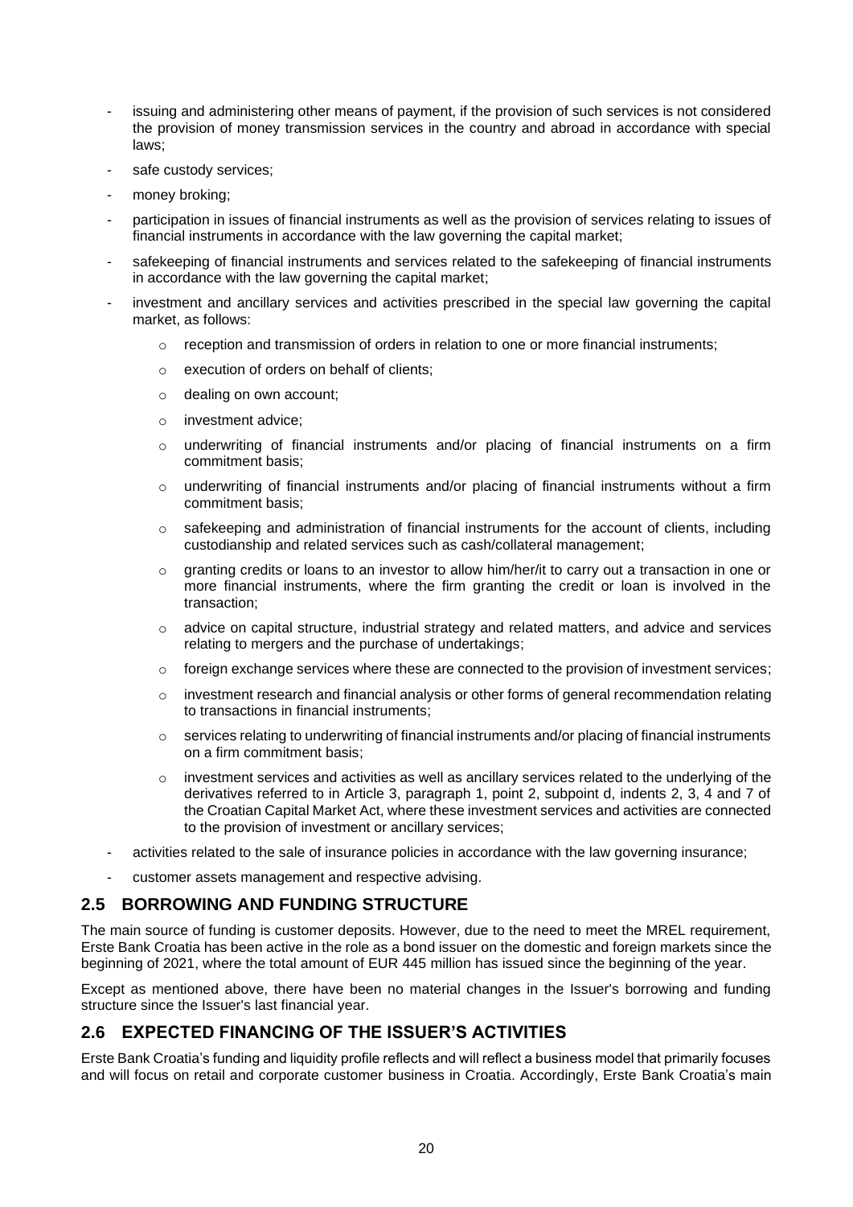- issuing and administering other means of payment, if the provision of such services is not considered the provision of money transmission services in the country and abroad in accordance with special laws;
- safe custody services;
- money broking;
- participation in issues of financial instruments as well as the provision of services relating to issues of financial instruments in accordance with the law governing the capital market;
- safekeeping of financial instruments and services related to the safekeeping of financial instruments in accordance with the law governing the capital market;
- investment and ancillary services and activities prescribed in the special law governing the capital market, as follows:
  - reception and transmission of orders in relation to one or more financial instruments;
  - execution of orders on behalf of clients;
  - dealing on own account;
  - investment advice;
  - underwriting of financial instruments and/or placing of financial instruments on a firm commitment basis;
  - underwriting of financial instruments and/or placing of financial instruments without a firm commitment basis;
  - safekeeping and administration of financial instruments for the account of clients, including custodianship and related services such as cash/collateral management;
  - granting credits or loans to an investor to allow him/her/it to carry out a transaction in one or more financial instruments, where the firm granting the credit or loan is involved in the transaction;
  - advice on capital structure, industrial strategy and related matters, and advice and services relating to mergers and the purchase of undertakings;
  - foreign exchange services where these are connected to the provision of investment services;
  - investment research and financial analysis or other forms of general recommendation relating to transactions in financial instruments;
  - services relating to underwriting of financial instruments and/or placing of financial instruments on a firm commitment basis;
  - investment services and activities as well as ancillary services related to the underlying of the derivatives referred to in Article 3, paragraph 1, point 2, subpoint d, indents 2, 3, 4 and 7 of the Croatian Capital Market Act, where these investment services and activities are connected to the provision of investment or ancillary services;
- activities related to the sale of insurance policies in accordance with the law governing insurance;
- customer assets management and respective advising.

## 2.5 BORROWING AND FUNDING STRUCTURE

The main source of funding is customer deposits. However, due to the need to meet the MREL requirement, Erste Bank Croatia has been active in the role as a bond issuer on the domestic and foreign markets since the beginning of 2021, where the total amount of EUR 445 million has issued since the beginning of the year.

Except as mentioned above, there have been no material changes in the Issuer's borrowing and funding structure since the Issuer's last financial year.

## 2.6 EXPECTED FINANCING OF THE ISSUER'S ACTIVITIES

Erste Bank Croatia's funding and liquidity profile reflects and will reflect a business model that primarily focuses and will focus on retail and corporate customer business in Croatia. Accordingly, Erste Bank Croatia's main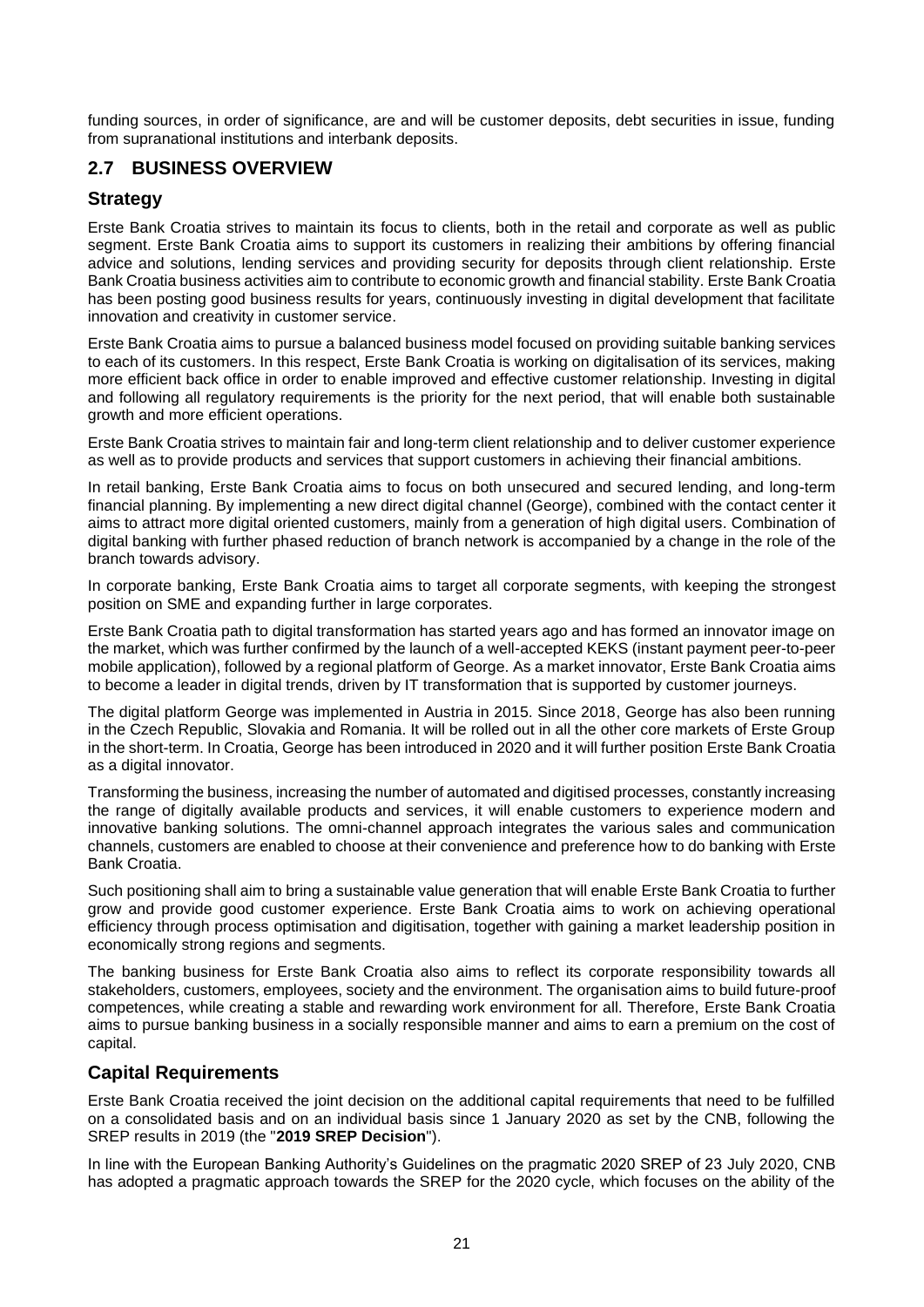funding sources, in order of significance, are and will be customer deposits, debt securities in issue, funding from supranational institutions and interbank deposits.

## 2.7 BUSINESS OVERVIEW

### Strategy

Erste Bank Croatia strives to maintain its focus to clients, both in the retail and corporate as well as public segment. Erste Bank Croatia aims to support its customers in realizing their ambitions by offering financial advice and solutions, lending services and providing security for deposits through client relationship. Erste Bank Croatia business activities aim to contribute to economic growth and financial stability. Erste Bank Croatia has been posting good business results for years, continuously investing in digital development that facilitate innovation and creativity in customer service.

Erste Bank Croatia aims to pursue a balanced business model focused on providing suitable banking services to each of its customers. In this respect, Erste Bank Croatia is working on digitalisation of its services, making more efficient back office in order to enable improved and effective customer relationship. Investing in digital and following all regulatory requirements is the priority for the next period, that will enable both sustainable growth and more efficient operations.

Erste Bank Croatia strives to maintain fair and long-term client relationship and to deliver customer experience as well as to provide products and services that support customers in achieving their financial ambitions.

In retail banking, Erste Bank Croatia aims to focus on both unsecured and secured lending, and long-term financial planning. By implementing a new direct digital channel (George), combined with the contact center it aims to attract more digital oriented customers, mainly from a generation of high digital users. Combination of digital banking with further phased reduction of branch network is accompanied by a change in the role of the branch towards advisory.

In corporate banking, Erste Bank Croatia aims to target all corporate segments, with keeping the strongest position on SME and expanding further in large corporates.

Erste Bank Croatia path to digital transformation has started years ago and has formed an innovator image on the market, which was further confirmed by the launch of a well-accepted KEKS (instant payment peer-to-peer mobile application), followed by a regional platform of George. As a market innovator, Erste Bank Croatia aims to become a leader in digital trends, driven by IT transformation that is supported by customer journeys.

The digital platform George was implemented in Austria in 2015. Since 2018, George has also been running in the Czech Republic, Slovakia and Romania. It will be rolled out in all the other core markets of Erste Group in the short-term. In Croatia, George has been introduced in 2020 and it will further position Erste Bank Croatia as a digital innovator.

Transforming the business, increasing the number of automated and digitised processes, constantly increasing the range of digitally available products and services, it will enable customers to experience modern and innovative banking solutions. The omni-channel approach integrates the various sales and communication channels, customers are enabled to choose at their convenience and preference how to do banking with Erste Bank Croatia.

Such positioning shall aim to bring a sustainable value generation that will enable Erste Bank Croatia to further grow and provide good customer experience. Erste Bank Croatia aims to work on achieving operational efficiency through process optimisation and digitisation, together with gaining a market leadership position in economically strong regions and segments.

The banking business for Erste Bank Croatia also aims to reflect its corporate responsibility towards all stakeholders, customers, employees, society and the environment. The organisation aims to build future-proof competences, while creating a stable and rewarding work environment for all. Therefore, Erste Bank Croatia aims to pursue banking business in a socially responsible manner and aims to earn a premium on the cost of capital.

### Capital Requirements

Erste Bank Croatia received the joint decision on the additional capital requirements that need to be fulfilled on a consolidated basis and on an individual basis since 1 January 2020 as set by the CNB, following the SREP results in 2019 (the "**2019 SREP Decision**").

In line with the European Banking Authority's Guidelines on the pragmatic 2020 SREP of 23 July 2020, CNB has adopted a pragmatic approach towards the SREP for the 2020 cycle, which focuses on the ability of the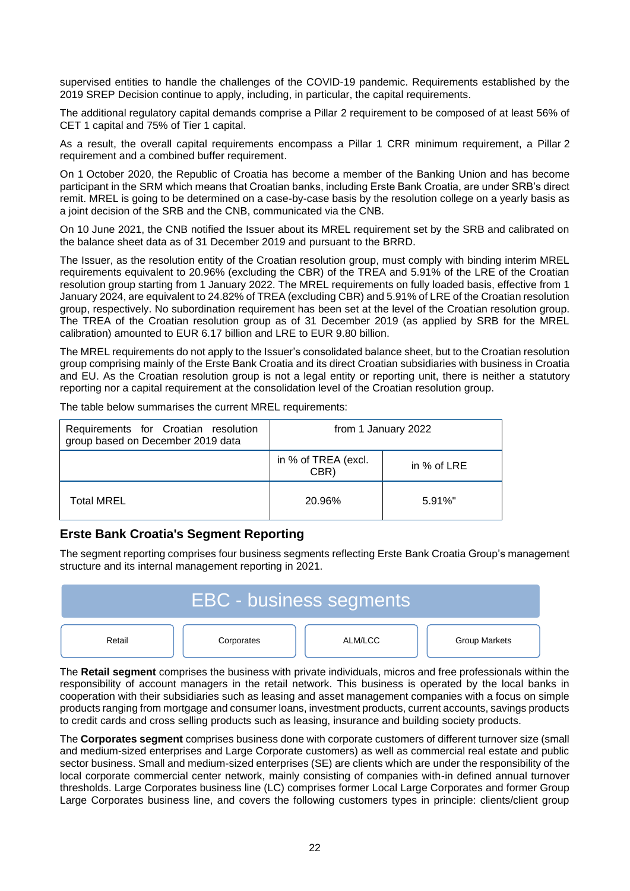supervised entities to handle the challenges of the COVID-19 pandemic. Requirements established by the 2019 SREP Decision continue to apply, including, in particular, the capital requirements.

The additional regulatory capital demands comprise a Pillar 2 requirement to be composed of at least 56% of CET 1 capital and 75% of Tier 1 capital.

As a result, the overall capital requirements encompass a Pillar 1 CRR minimum requirement, a Pillar 2 requirement and a combined buffer requirement.

On 1 October 2020, the Republic of Croatia has become a member of the Banking Union and has become participant in the SRM which means that Croatian banks, including Erste Bank Croatia, are under SRB's direct remit. MREL is going to be determined on a case-by-case basis by the resolution college on a yearly basis as a joint decision of the SRB and the CNB, communicated via the CNB.

On 10 June 2021, the CNB notified the Issuer about its MREL requirement set by the SRB and calibrated on the balance sheet data as of 31 December 2019 and pursuant to the BRRD.

The Issuer, as the resolution entity of the Croatian resolution group, must comply with binding interim MREL requirements equivalent to 20.96% (excluding the CBR) of the TREA and 5.91% of the LRE of the Croatian resolution group starting from 1 January 2022. The MREL requirements on fully loaded basis, effective from 1 January 2024, are equivalent to 24.82% of TREA (excluding CBR) and 5.91% of LRE of the Croatian resolution group, respectively. No subordination requirement has been set at the level of the Croatian resolution group. The TREA of the Croatian resolution group as of 31 December 2019 (as applied by SRB for the MREL calibration) amounted to EUR 6.17 billion and LRE to EUR 9.80 billion.

The MREL requirements do not apply to the Issuer's consolidated balance sheet, but to the Croatian resolution group comprising mainly of the Erste Bank Croatia and its direct Croatian subsidiaries with business in Croatia and EU. As the Croatian resolution group is not a legal entity or reporting unit, there is neither a statutory reporting nor a capital requirement at the consolidation level of the Croatian resolution group.

The table below summarises the current MREL requirements:

| Requirements for Croatian resolution group based on December 2019 data | from 1 January 2022 | |
|---|---|---|
| | in % of TREA (excl. CBR) | in % of LRE |
| Total MREL | 20.96% | 5.91%" |

## Erste Bank Croatia's Segment Reporting

The segment reporting comprises four business segments reflecting Erste Bank Croatia Group's management structure and its internal management reporting in 2021.

EBC - business segments

Retail | Corporates | ALM/LCC | Group Markets

The **Retail segment** comprises the business with private individuals, micros and free professionals within the responsibility of account managers in the retail network. This business is operated by the local banks in cooperation with their subsidiaries such as leasing and asset management companies with a focus on simple products ranging from mortgage and consumer loans, investment products, current accounts, savings products to credit cards and cross selling products such as leasing, insurance and building society products.

The **Corporates segment** comprises business done with corporate customers of different turnover size (small and medium-sized enterprises and Large Corporate customers) as well as commercial real estate and public sector business. Small and medium-sized enterprises (SE) are clients which are under the responsibility of the local corporate commercial center network, mainly consisting of companies with-in defined annual turnover thresholds. Large Corporates business line (LC) comprises former Local Large Corporates and former Group Large Corporates business line, and covers the following customers types in principle: clients/client group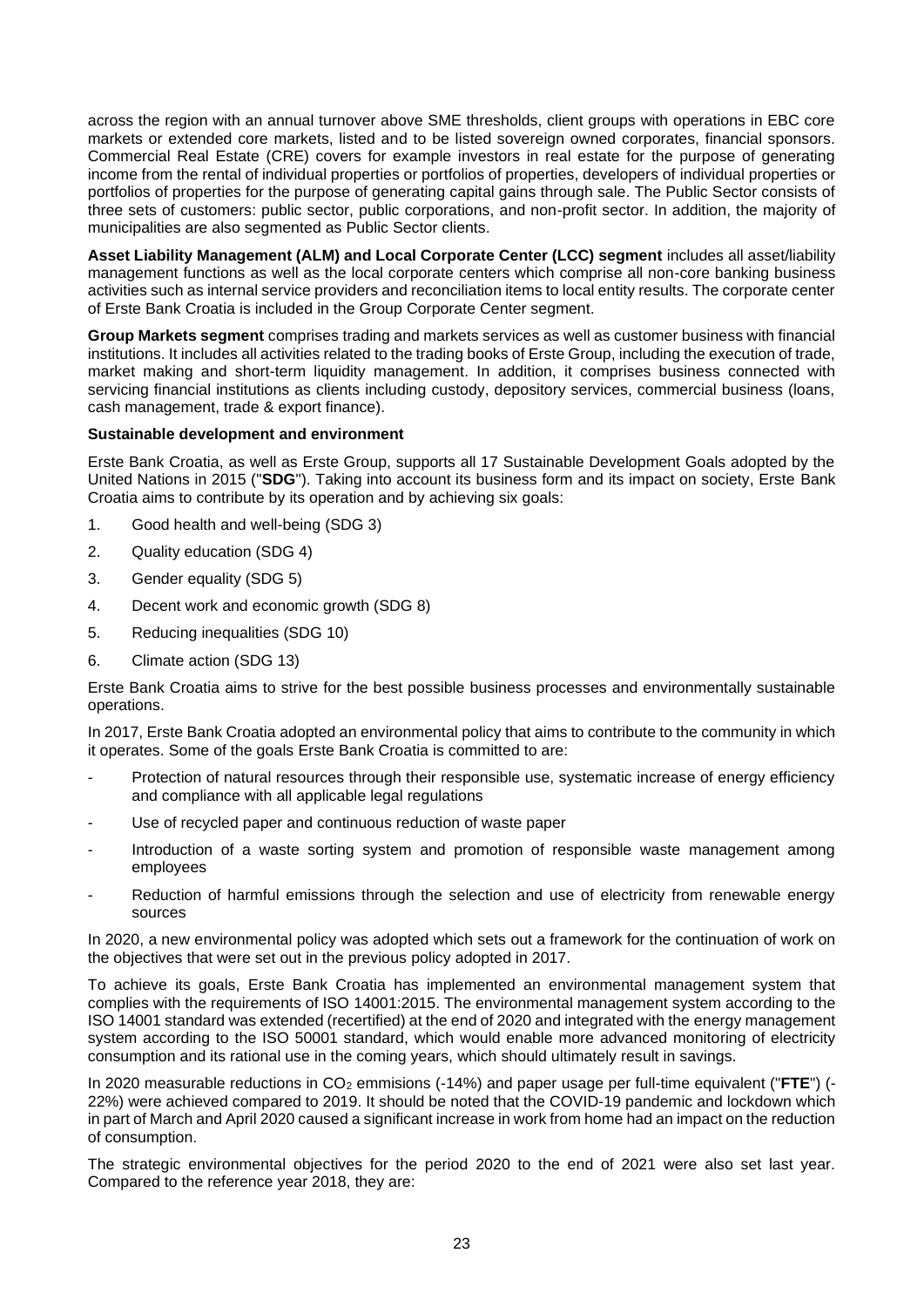across the region with an annual turnover above SME thresholds, client groups with operations in EBC core markets or extended core markets, listed and to be listed sovereign owned corporates, financial sponsors. Commercial Real Estate (CRE) covers for example investors in real estate for the purpose of generating income from the rental of individual properties or portfolios of properties, developers of individual properties or portfolios of properties for the purpose of generating capital gains through sale. The Public Sector consists of three sets of customers: public sector, public corporations, and non-profit sector. In addition, the majority of municipalities are also segmented as Public Sector clients.

**Asset Liability Management (ALM) and Local Corporate Center (LCC) segment** includes all asset/liability management functions as well as the local corporate centers which comprise all non-core banking business activities such as internal service providers and reconciliation items to local entity results. The corporate center of Erste Bank Croatia is included in the Group Corporate Center segment.

**Group Markets segment** comprises trading and markets services as well as customer business with financial institutions. It includes all activities related to the trading books of Erste Group, including the execution of trade, market making and short-term liquidity management. In addition, it comprises business connected with servicing financial institutions as clients including custody, depository services, commercial business (loans, cash management, trade & export finance).

**Sustainable development and environment**

Erste Bank Croatia, as well as Erste Group, supports all 17 Sustainable Development Goals adopted by the United Nations in 2015 ("**SDG**"). Taking into account its business form and its impact on society, Erste Bank Croatia aims to contribute by its operation and by achieving six goals:

1. Good health and well-being (SDG 3)
2. Quality education (SDG 4)
3. Gender equality (SDG 5)
4. Decent work and economic growth (SDG 8)
5. Reducing inequalities (SDG 10)
6. Climate action (SDG 13)

Erste Bank Croatia aims to strive for the best possible business processes and environmentally sustainable operations.

In 2017, Erste Bank Croatia adopted an environmental policy that aims to contribute to the community in which it operates. Some of the goals Erste Bank Croatia is committed to are:

- Protection of natural resources through their responsible use, systematic increase of energy efficiency and compliance with all applicable legal regulations
- Use of recycled paper and continuous reduction of waste paper
- Introduction of a waste sorting system and promotion of responsible waste management among employees
- Reduction of harmful emissions through the selection and use of electricity from renewable energy sources

In 2020, a new environmental policy was adopted which sets out a framework for the continuation of work on the objectives that were set out in the previous policy adopted in 2017.

To achieve its goals, Erste Bank Croatia has implemented an environmental management system that complies with the requirements of ISO 14001:2015. The environmental management system according to the ISO 14001 standard was extended (recertified) at the end of 2020 and integrated with the energy management system according to the ISO 50001 standard, which would enable more advanced monitoring of electricity consumption and its rational use in the coming years, which should ultimately result in savings.

In 2020 measurable reductions in $CO_2$ emmisions (-14%) and paper usage per full-time equivalent ("**FTE**") (-22%) were achieved compared to 2019. It should be noted that the COVID-19 pandemic and lockdown which in part of March and April 2020 caused a significant increase in work from home had an impact on the reduction of consumption.

The strategic environmental objectives for the period 2020 to the end of 2021 were also set last year. Compared to the reference year 2018, they are: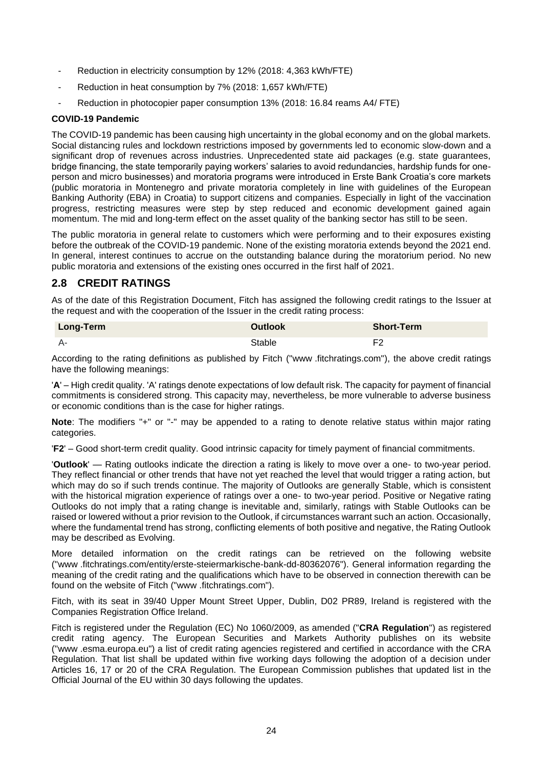- Reduction in electricity consumption by 12% (2018: 4,363 kWh/FTE)
- Reduction in heat consumption by 7% (2018: 1,657 kWh/FTE)
- Reduction in photocopier paper consumption 13% (2018: 16.84 reams A4/ FTE)

**COVID-19 Pandemic**

The COVID-19 pandemic has been causing high uncertainty in the global economy and on the global markets. Social distancing rules and lockdown restrictions imposed by governments led to economic slow-down and a significant drop of revenues across industries. Unprecedented state aid packages (e.g. state guarantees, bridge financing, the state temporarily paying workers' salaries to avoid redundancies, hardship funds for one-person and micro businesses) and moratoria programs were introduced in Erste Bank Croatia's core markets (public moratoria in Montenegro and private moratoria completely in line with guidelines of the European Banking Authority (EBA) in Croatia) to support citizens and companies. Especially in light of the vaccination progress, restricting measures were step by step reduced and economic development gained again momentum. The mid and long-term effect on the asset quality of the banking sector has still to be seen.

The public moratoria in general relate to customers which were performing and to their exposures existing before the outbreak of the COVID-19 pandemic. None of the existing moratoria extends beyond the 2021 end. In general, interest continues to accrue on the outstanding balance during the moratorium period. No new public moratoria and extensions of the existing ones occurred in the first half of 2021.

## 2.8 CREDIT RATINGS

As of the date of this Registration Document, Fitch has assigned the following credit ratings to the Issuer at the request and with the cooperation of the Issuer in the credit rating process:

| Long-Term | Outlook | Short-Term |
|---|---|---|
| A- | Stable | F2 |

According to the rating definitions as published by Fitch ("www .fitchratings.com"), the above credit ratings have the following meanings:

'**A**' – High credit quality. 'A' ratings denote expectations of low default risk. The capacity for payment of financial commitments is considered strong. This capacity may, nevertheless, be more vulnerable to adverse business or economic conditions than is the case for higher ratings.

**Note**: The modifiers "+" or "-" may be appended to a rating to denote relative status within major rating categories.

'**F2**' – Good short-term credit quality. Good intrinsic capacity for timely payment of financial commitments.

'**Outlook**' — Rating outlooks indicate the direction a rating is likely to move over a one- to two-year period. They reflect financial or other trends that have not yet reached the level that would trigger a rating action, but which may do so if such trends continue. The majority of Outlooks are generally Stable, which is consistent with the historical migration experience of ratings over a one- to two-year period. Positive or Negative rating Outlooks do not imply that a rating change is inevitable and, similarly, ratings with Stable Outlooks can be raised or lowered without a prior revision to the Outlook, if circumstances warrant such an action. Occasionally, where the fundamental trend has strong, conflicting elements of both positive and negative, the Rating Outlook may be described as Evolving.

More detailed information on the credit ratings can be retrieved on the following website ("www .fitchratings.com/entity/erste-steiermarkische-bank-dd-80362076"). General information regarding the meaning of the credit rating and the qualifications which have to be observed in connection therewith can be found on the website of Fitch ("www .fitchratings.com").

Fitch, with its seat in 39/40 Upper Mount Street Upper, Dublin, D02 PR89, Ireland is registered with the Companies Registration Office Ireland.

Fitch is registered under the Regulation (EC) No 1060/2009, as amended ("**CRA Regulation**") as registered credit rating agency. The European Securities and Markets Authority publishes on its website ("www .esma.europa.eu") a list of credit rating agencies registered and certified in accordance with the CRA Regulation. That list shall be updated within five working days following the adoption of a decision under Articles 16, 17 or 20 of the CRA Regulation. The European Commission publishes that updated list in the Official Journal of the EU within 30 days following the updates.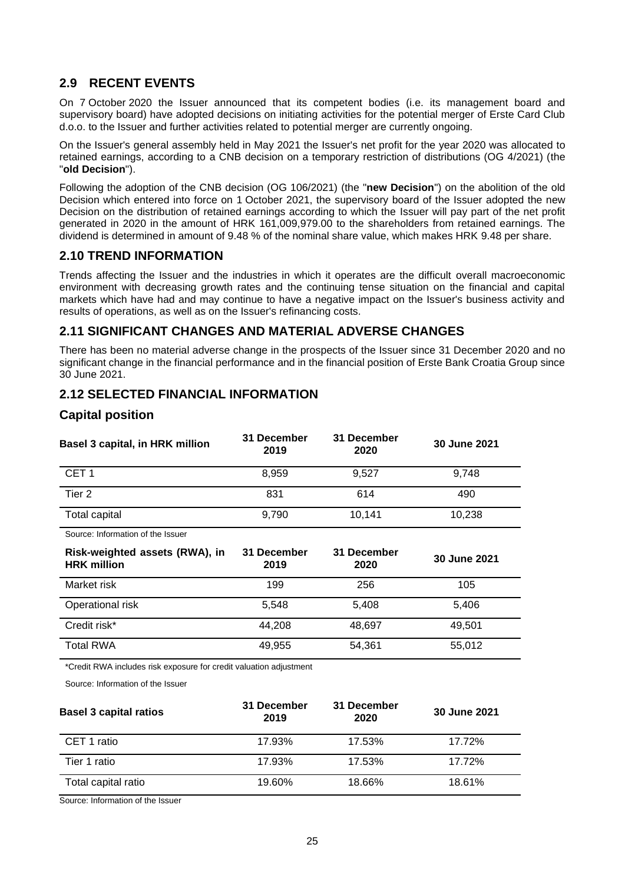## 2.9 RECENT EVENTS

On 7 October 2020 the Issuer announced that its competent bodies (i.e. its management board and supervisory board) have adopted decisions on initiating activities for the potential merger of Erste Card Club d.o.o. to the Issuer and further activities related to potential merger are currently ongoing.

On the Issuer's general assembly held in May 2021 the Issuer's net profit for the year 2020 was allocated to retained earnings, according to a CNB decision on a temporary restriction of distributions (OG 4/2021) (the "**old Decision**").

Following the adoption of the CNB decision (OG 106/2021) (the "**new Decision**") on the abolition of the old Decision which entered into force on 1 October 2021, the supervisory board of the Issuer adopted the new Decision on the distribution of retained earnings according to which the Issuer will pay part of the net profit generated in 2020 in the amount of HRK 161,009,979.00 to the shareholders from retained earnings. The dividend is determined in amount of 9.48 % of the nominal share value, which makes HRK 9.48 per share.

## 2.10 TREND INFORMATION

Trends affecting the Issuer and the industries in which it operates are the difficult overall macroeconomic environment with decreasing growth rates and the continuing tense situation on the financial and capital markets which have had and may continue to have a negative impact on the Issuer's business activity and results of operations, as well as on the Issuer's refinancing costs.

## 2.11 SIGNIFICANT CHANGES AND MATERIAL ADVERSE CHANGES

There has been no material adverse change in the prospects of the Issuer since 31 December 2020 and no significant change in the financial performance and in the financial position of Erste Bank Croatia Group since 30 June 2021.

## 2.12 SELECTED FINANCIAL INFORMATION

### Capital position

| Basel 3 capital, in HRK million | 31 December 2019 | 31 December 2020 | 30 June 2021 |
|---|---|---|---|
| CET 1 | 8,959 | 9,527 | 9,748 |
| Tier 2 | 831 | 614 | 490 |
| Total capital | 9,790 | 10,141 | 10,238 |

Source: Information of the Issuer

| Risk-weighted assets (RWA), in HRK million | 31 December 2019 | 31 December 2020 | 30 June 2021 |
|---|---|---|---|
| Market risk | 199 | 256 | 105 |
| Operational risk | 5,548 | 5,408 | 5,406 |
| Credit risk* | 44,208 | 48,697 | 49,501 |
| Total RWA | 49,955 | 54,361 | 55,012 |

*Credit RWA includes risk exposure for credit valuation adjustment

Source: Information of the Issuer

| Basel 3 capital ratios | 31 December 2019 | 31 December 2020 | 30 June 2021 |
|---|---|---|---|
| CET 1 ratio | 17.93% | 17.53% | 17.72% |
| Tier 1 ratio | 17.93% | 17.53% | 17.72% |
| Total capital ratio | 19.60% | 18.66% | 18.61% |

Source: Information of the Issuer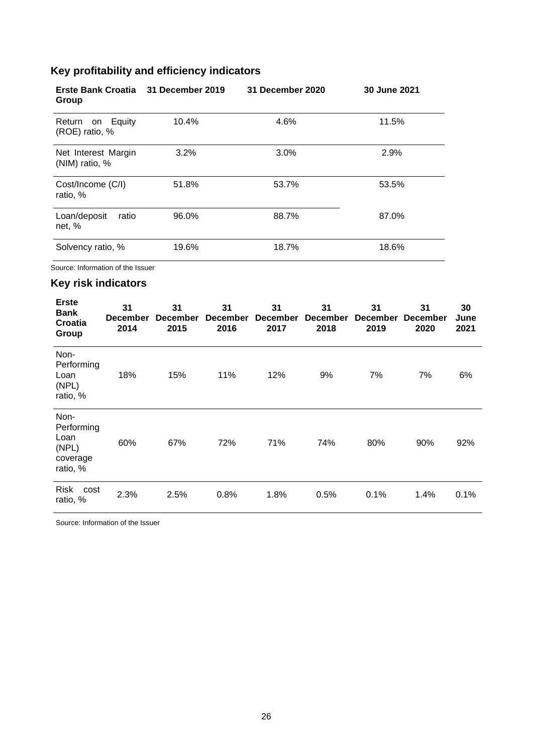## Key profitability and efficiency indicators

| Erste Bank Croatia Group | 31 December 2019 | 31 December 2020 | 30 June 2021 |
|---|---|---|---|
| Return on Equity (ROE) ratio, % | 10.4% | 4.6% | 11.5% |
| Net Interest Margin (NIM) ratio, % | 3.2% | 3.0% | 2.9% |
| Cost/Income (C/I) ratio, % | 51.8% | 53.7% | 53.5% |
| Loan/deposit ratio net, % | 96.0% | 88.7% | 87.0% |
| Solvency ratio, % | 19.6% | 18.7% | 18.6% |

Source: Information of the Issuer

## Key risk indicators

| Erste Bank Croatia Group | 31 December 2014 | 31 December 2015 | 31 December 2016 | 31 December 2017 | 31 December 2018 | 31 December 2019 | 31 December 2020 | 30 June 2021 |
|---|---|---|---|---|---|---|---|---|
| Non-Performing Loan (NPL) ratio, % | 18% | 15% | 11% | 12% | 9% | 7% | 7% | 6% |
| Non-Performing Loan (NPL) coverage ratio, % | 60% | 67% | 72% | 71% | 74% | 80% | 90% | 92% |
| Risk cost ratio, % | 2.3% | 2.5% | 0.8% | 1.8% | 0.5% | 0.1% | 1.4% | 0.1% |

Source: Information of the Issuer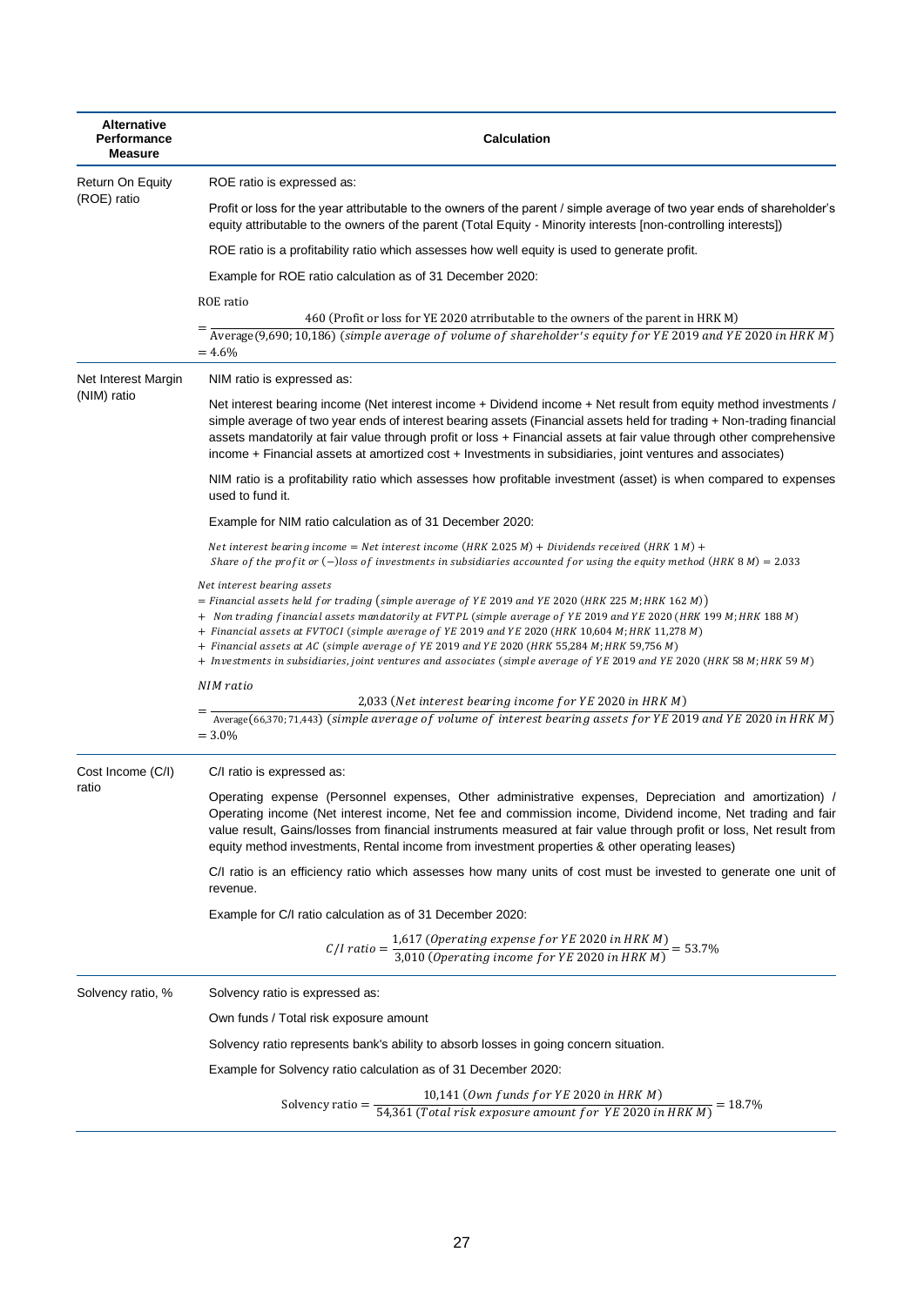| Alternative Performance Measure | Calculation |
|---|---|
| Return On Equity (ROE) ratio | ROE ratio is expressed as:<br><br>Profit or loss for the year attributable to the owners of the parent / simple average of two year ends of shareholder's equity attributable to the owners of the parent (Total Equity - Minority interests [non-controlling interests])<br><br>ROE ratio is a profitability ratio which assesses how well equity is used to generate profit.<br><br>Example for ROE ratio calculation as of 31 December 2020:<br><br>ROE ratio $= \frac{460 \text{ (Profit or loss for YE 2020 atrributable to the owners of the parent in HRK M)}}{\text{Average}(9{,}690; 10{,}186)\ (\textit{simple average of volume of shareholder's equity for YE 2019 and YE 2020 in HRK M})}$ $= 4.6\%$ |
| Net Interest Margin (NIM) ratio | NIM ratio is expressed as:<br><br>Net interest bearing income (Net interest income + Dividend income + Net result from equity method investments / simple average of two year ends of interest bearing assets (Financial assets held for trading + Non-trading financial assets mandatorily at fair value through profit or loss + Financial assets at fair value through other comprehensive income + Financial assets at amortized cost + Investments in subsidiaries, joint ventures and associates)<br><br>NIM ratio is a profitability ratio which assesses how profitable investment (asset) is when compared to expenses used to fund it.<br><br>Example for NIM ratio calculation as of 31 December 2020:<br><br>*Net interest bearing income = Net interest income (HRK 2.025 M) + Dividends received (HRK 1 M) + Share of the profit or (−)loss of investments in subsidiaries accounted for using the equity method (HRK 8 M) = 2.033*<br><br>*Net interest bearing assets*<br>*= Financial assets held for trading (simple average of YE 2019 and YE 2020 (HRK 225 M; HRK 162 M))*<br>*+ Non trading financial assets mandatorily at FVTPL (simple average of YE 2019 and YE 2020 (HRK 199 M; HRK 188 M)*<br>*+ Financial assets at FVTOCI (simple average of YE 2019 and YE 2020 (HRK 10,604 M; HRK 11,278 M)*<br>*+ Financial assets at AC (simple average of YE 2019 and YE 2020 (HRK 55,284 M; HRK 59,756 M)*<br>*+ Investments in subsidiaries, joint ventures and associates (simple average of YE 2019 and YE 2020 (HRK 58 M; HRK 59 M)*<br><br>*NIM ratio*<br>$= \frac{2{,}033\ (\textit{Net interest bearing income for YE 2020 in HRK M})}{\text{Average}(66{,}370; 71{,}443)\ (\textit{simple average of volume of interest bearing assets for YE 2019 and YE 2020 in HRK M})}$ $= 3.0\%$ |
| Cost Income (C/I) ratio | C/I ratio is expressed as:<br><br>Operating expense (Personnel expenses, Other administrative expenses, Depreciation and amortization) / Operating income (Net interest income, Net fee and commission income, Dividend income, Net trading and fair value result, Gains/losses from financial instruments measured at fair value through profit or loss, Net result from equity method investments, Rental income from investment properties & other operating leases)<br><br>C/I ratio is an efficiency ratio which assesses how many units of cost must be invested to generate one unit of revenue.<br><br>Example for C/I ratio calculation as of 31 December 2020:<br><br>$C/I\ ratio = \frac{1{,}617\ (\textit{Operating expense for YE 2020 in HRK M})}{3{,}010\ (\textit{Operating income for YE 2020 in HRK M})} = 53.7\%$ |
| Solvency ratio, % | Solvency ratio is expressed as:<br><br>Own funds / Total risk exposure amount<br><br>Solvency ratio represents bank's ability to absorb losses in going concern situation.<br><br>Example for Solvency ratio calculation as of 31 December 2020:<br><br>$\text{Solvency ratio} = \frac{10{,}141\ (\textit{Own funds for YE 2020 in HRK M})}{54{,}361\ (\textit{Total risk exposure amount for YE 2020 in HRK M})} = 18.7\%$ |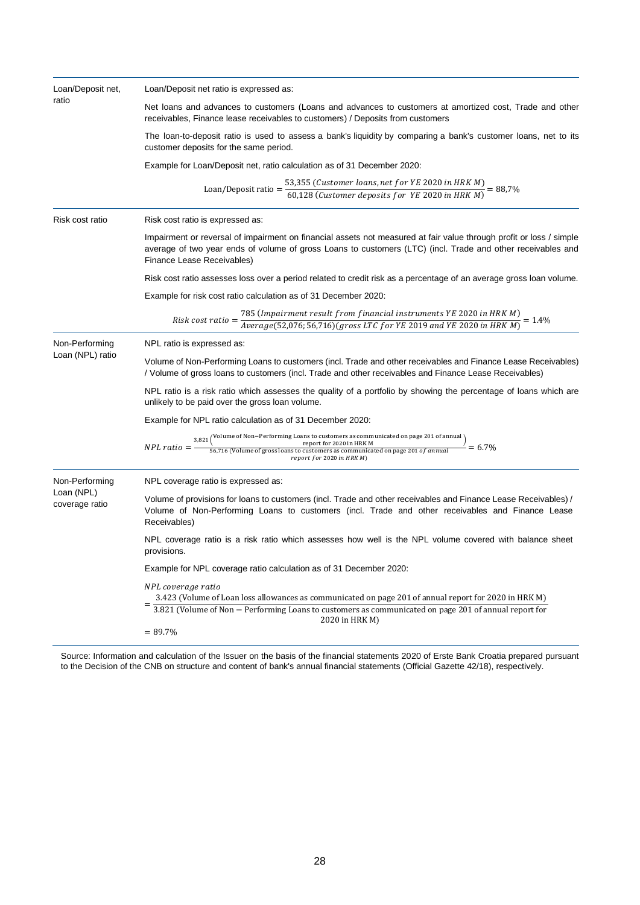| | |
|---|---|
| Loan/Deposit net, ratio | Loan/Deposit net ratio is expressed as:<br><br>Net loans and advances to customers (Loans and advances to customers at amortized cost, Trade and other receivables, Finance lease receivables to customers) / Deposits from customers<br><br>The loan-to-deposit ratio is used to assess a bank's liquidity by comparing a bank's customer loans, net to its customer deposits for the same period.<br><br>Example for Loan/Deposit net, ratio calculation as of 31 December 2020:<br><br>$\text{Loan/Deposit ratio} = \frac{53{,}355\ (Customer\ loans, net\ for\ YE\ 2020\ in\ HRK\ M)}{60{,}128\ (Customer\ deposits\ for\ YE\ 2020\ in\ HRK\ M)} = 88{,}7\%$ |
| Risk cost ratio | Risk cost ratio is expressed as:<br><br>Impairment or reversal of impairment on financial assets not measured at fair value through profit or loss / simple average of two year ends of volume of gross Loans to customers (LTC) (incl. Trade and other receivables and Finance Lease Receivables)<br><br>Risk cost ratio assesses loss over a period related to credit risk as a percentage of an average gross loan volume.<br><br>Example for risk cost ratio calculation as of 31 December 2020:<br><br>$Risk\ cost\ ratio = \frac{785\ (Impairment\ result\ from\ financial\ instruments\ YE\ 2020\ in\ HRK\ M)}{Average(52{,}076; 56{,}716)(gross\ LTC\ for\ YE\ 2019\ and\ YE\ 2020\ in\ HRK\ M)} = 1.4\%$ |
| Non-Performing Loan (NPL) ratio | NPL ratio is expressed as:<br><br>Volume of Non-Performing Loans to customers (incl. Trade and other receivables and Finance Lease Receivables) / Volume of gross loans to customers (incl. Trade and other receivables and Finance Lease Receivables)<br><br>NPL ratio is a risk ratio which assesses the quality of a portfolio by showing the percentage of loans which are unlikely to be paid over the gross loan volume.<br><br>Example for NPL ratio calculation as of 31 December 2020:<br><br>$NPL\ ratio = \frac{3{,}821\ (\text{Volume of Non-Performing Loans to customers as communicated on page 201 of annual report for 2020 in HRK M})}{56{,}716\ (\text{Volume of gross loans to customers as communicated on page 201 of annual report for 2020 in HRK M})} = 6.7\%$ |
| Non-Performing Loan (NPL) coverage ratio | NPL coverage ratio is expressed as:<br><br>Volume of provisions for loans to customers (incl. Trade and other receivables and Finance Lease Receivables) / Volume of Non-Performing Loans to customers (incl. Trade and other receivables and Finance Lease Receivables)<br><br>NPL coverage ratio is a risk ratio which assesses how well is the NPL volume covered with balance sheet provisions.<br><br>Example for NPL coverage ratio calculation as of 31 December 2020:<br><br>$NPL\ coverage\ ratio = \frac{3.423\ (\text{Volume of Loan loss allowances as communicated on page 201 of annual report for 2020 in HRK M})}{3.821\ (\text{Volume of Non-Performing Loans to customers as communicated on page 201 of annual report for 2020 in HRK M})} = 89.7\%$ |

Source: Information and calculation of the Issuer on the basis of the financial statements 2020 of Erste Bank Croatia prepared pursuant to the Decision of the CNB on structure and content of bank's annual financial statements (Official Gazette 42/18), respectively.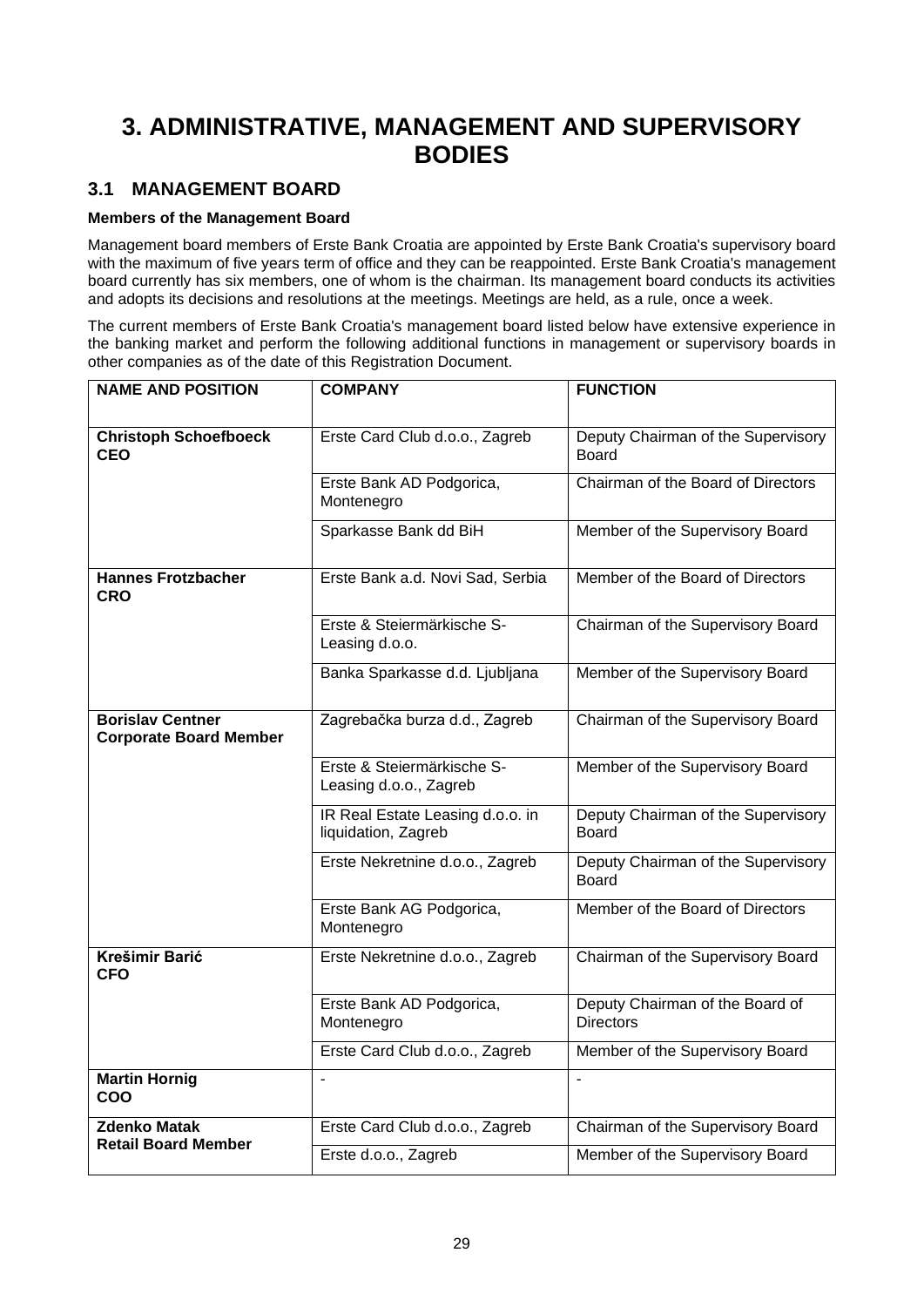# 3. ADMINISTRATIVE, MANAGEMENT AND SUPERVISORY BODIES

## 3.1 MANAGEMENT BOARD

**Members of the Management Board**

Management board members of Erste Bank Croatia are appointed by Erste Bank Croatia's supervisory board with the maximum of five years term of office and they can be reappointed. Erste Bank Croatia's management board currently has six members, one of whom is the chairman. Its management board conducts its activities and adopts its decisions and resolutions at the meetings. Meetings are held, as a rule, once a week.

The current members of Erste Bank Croatia's management board listed below have extensive experience in the banking market and perform the following additional functions in management or supervisory boards in other companies as of the date of this Registration Document.

| NAME AND POSITION | COMPANY | FUNCTION |
|---|---|---|
| **Christoph Schoefboeck CEO** | Erste Card Club d.o.o., Zagreb | Deputy Chairman of the Supervisory Board |
| | Erste Bank AD Podgorica, Montenegro | Chairman of the Board of Directors |
| | Sparkasse Bank dd BiH | Member of the Supervisory Board |
| **Hannes Frotzbacher CRO** | Erste Bank a.d. Novi Sad, Serbia | Member of the Board of Directors |
| | Erste & Steiermärkische S-Leasing d.o.o. | Chairman of the Supervisory Board |
| | Banka Sparkasse d.d. Ljubljana | Member of the Supervisory Board |
| **Borislav Centner Corporate Board Member** | Zagrebačka burza d.d., Zagreb | Chairman of the Supervisory Board |
| | Erste & Steiermärkische S-Leasing d.o.o., Zagreb | Member of the Supervisory Board |
| | IR Real Estate Leasing d.o.o. in liquidation, Zagreb | Deputy Chairman of the Supervisory Board |
| | Erste Nekretnine d.o.o., Zagreb | Deputy Chairman of the Supervisory Board |
| | Erste Bank AG Podgorica, Montenegro | Member of the Board of Directors |
| **Krešimir Barić CFO** | Erste Nekretnine d.o.o., Zagreb | Chairman of the Supervisory Board |
| | Erste Bank AD Podgorica, Montenegro | Deputy Chairman of the Board of Directors |
| | Erste Card Club d.o.o., Zagreb | Member of the Supervisory Board |
| **Martin Hornig COO** | - | - |
| **Zdenko Matak Retail Board Member** | Erste Card Club d.o.o., Zagreb | Chairman of the Supervisory Board |
| | Erste d.o.o., Zagreb | Member of the Supervisory Board |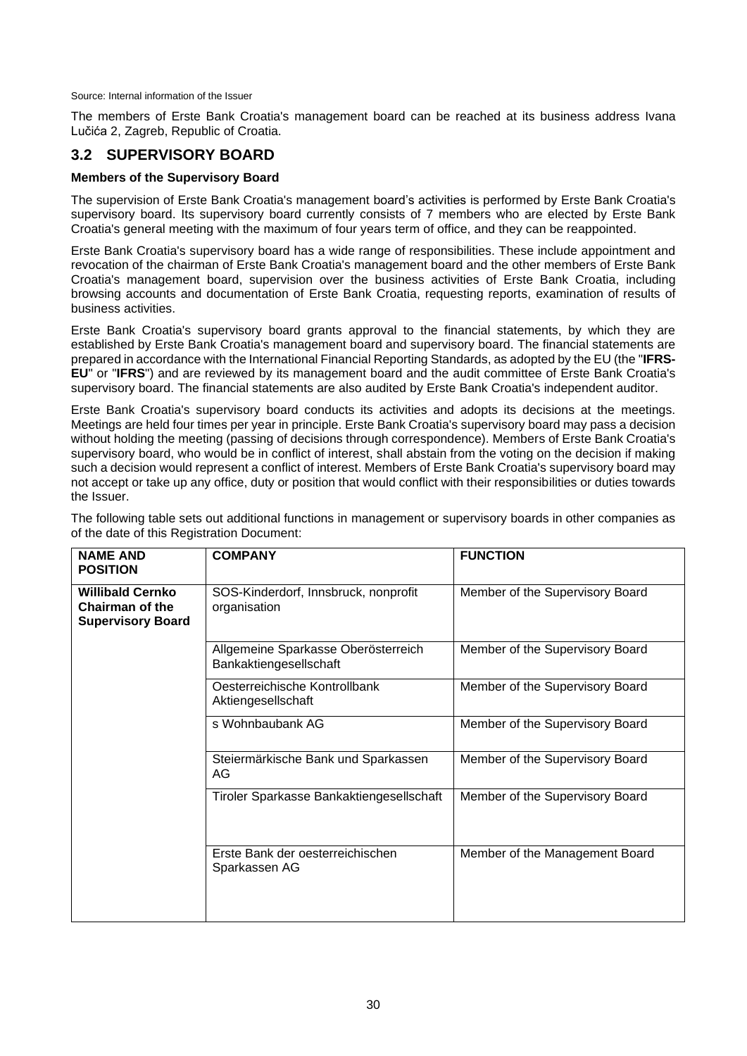Source: Internal information of the Issuer

The members of Erste Bank Croatia's management board can be reached at its business address Ivana Lučića 2, Zagreb, Republic of Croatia.

## 3.2 SUPERVISORY BOARD

**Members of the Supervisory Board**

The supervision of Erste Bank Croatia's management board's activities is performed by Erste Bank Croatia's supervisory board. Its supervisory board currently consists of 7 members who are elected by Erste Bank Croatia's general meeting with the maximum of four years term of office, and they can be reappointed.

Erste Bank Croatia's supervisory board has a wide range of responsibilities. These include appointment and revocation of the chairman of Erste Bank Croatia's management board and the other members of Erste Bank Croatia's management board, supervision over the business activities of Erste Bank Croatia, including browsing accounts and documentation of Erste Bank Croatia, requesting reports, examination of results of business activities.

Erste Bank Croatia's supervisory board grants approval to the financial statements, by which they are established by Erste Bank Croatia's management board and supervisory board. The financial statements are prepared in accordance with the International Financial Reporting Standards, as adopted by the EU (the "**IFRS-EU**" or "**IFRS**") and are reviewed by its management board and the audit committee of Erste Bank Croatia's supervisory board. The financial statements are also audited by Erste Bank Croatia's independent auditor.

Erste Bank Croatia's supervisory board conducts its activities and adopts its decisions at the meetings. Meetings are held four times per year in principle. Erste Bank Croatia's supervisory board may pass a decision without holding the meeting (passing of decisions through correspondence). Members of Erste Bank Croatia's supervisory board, who would be in conflict of interest, shall abstain from the voting on the decision if making such a decision would represent a conflict of interest. Members of Erste Bank Croatia's supervisory board may not accept or take up any office, duty or position that would conflict with their responsibilities or duties towards the Issuer.

The following table sets out additional functions in management or supervisory boards in other companies as of the date of this Registration Document:

| NAME AND POSITION | COMPANY | FUNCTION |
|---|---|---|
| **Willibald Cernko Chairman of the Supervisory Board** | SOS-Kinderdorf, Innsbruck, nonprofit organisation | Member of the Supervisory Board |
| | Allgemeine Sparkasse Oberösterreich Bankaktiengesellschaft | Member of the Supervisory Board |
| | Oesterreichische Kontrollbank Aktiengesellschaft | Member of the Supervisory Board |
| | s Wohnbaubank AG | Member of the Supervisory Board |
| | Steiermärkische Bank und Sparkassen AG | Member of the Supervisory Board |
| | Tiroler Sparkasse Bankaktiengesellschaft | Member of the Supervisory Board |
| | Erste Bank der oesterreichischen Sparkassen AG | Member of the Management Board |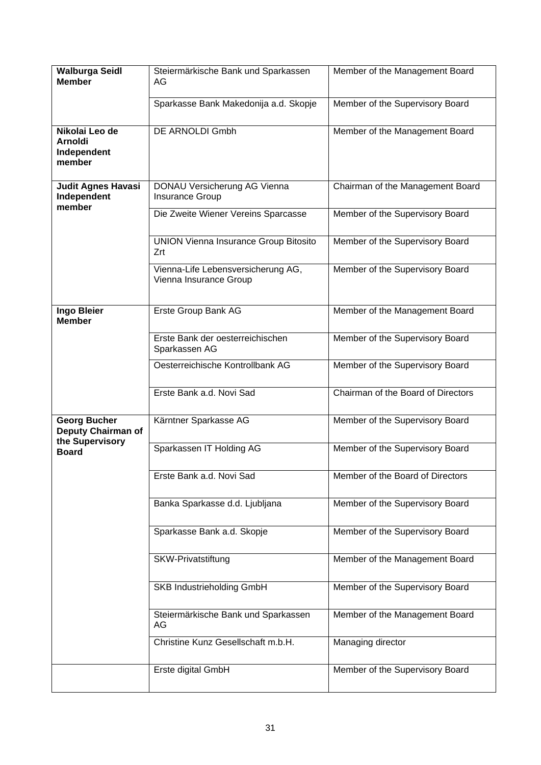| | | |
|---|---|---|
| **Walburga Seidl Member** | Steiermärkische Bank und Sparkassen AG | Member of the Management Board |
| | Sparkasse Bank Makedonija a.d. Skopje | Member of the Supervisory Board |
| **Nikolai Leo de Arnoldi Independent member** | DE ARNOLDI Gmbh | Member of the Management Board |
| **Judit Agnes Havasi Independent member** | DONAU Versicherung AG Vienna Insurance Group | Chairman of the Management Board |
| | Die Zweite Wiener Vereins Sparcasse | Member of the Supervisory Board |
| | UNION Vienna Insurance Group Bitosito Zrt | Member of the Supervisory Board |
| | Vienna-Life Lebensversicherung AG, Vienna Insurance Group | Member of the Supervisory Board |
| **Ingo Bleier Member** | Erste Group Bank AG | Member of the Management Board |
| | Erste Bank der oesterreichischen Sparkassen AG | Member of the Supervisory Board |
| | Oesterreichische Kontrollbank AG | Member of the Supervisory Board |
| | Erste Bank a.d. Novi Sad | Chairman of the Board of Directors |
| **Georg Bucher Deputy Chairman of the Supervisory Board** | Kärntner Sparkasse AG | Member of the Supervisory Board |
| | Sparkassen IT Holding AG | Member of the Supervisory Board |
| | Erste Bank a.d. Novi Sad | Member of the Board of Directors |
| | Banka Sparkasse d.d. Ljubljana | Member of the Supervisory Board |
| | Sparkasse Bank a.d. Skopje | Member of the Supervisory Board |
| | SKW-Privatstiftung | Member of the Management Board |
| | SKB Industrieholding GmbH | Member of the Supervisory Board |
| | Steiermärkische Bank und Sparkassen AG | Member of the Management Board |
| | Christine Kunz Gesellschaft m.b.H. | Managing director |
| | Erste digital GmbH | Member of the Supervisory Board |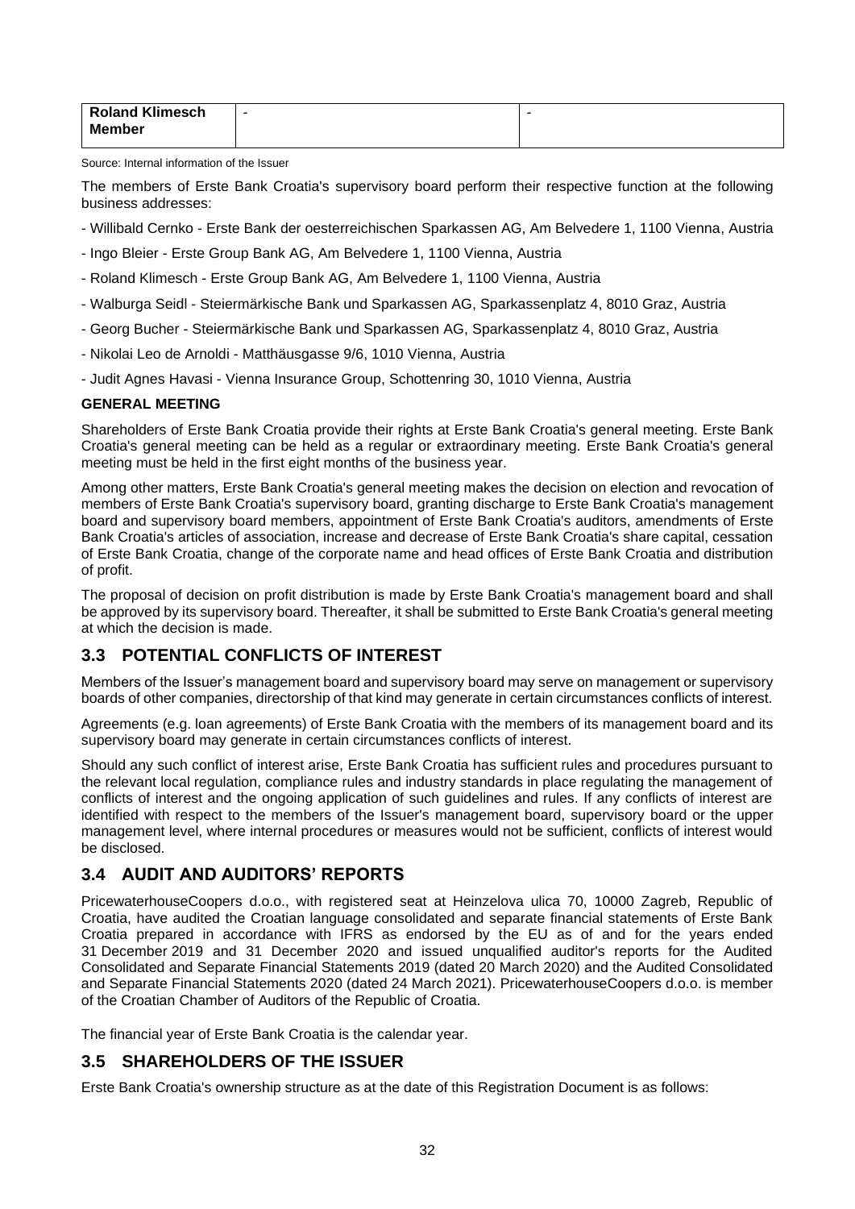| **Roland Klimesch Member** | - | - |
|---|---|---|

Source: Internal information of the Issuer

The members of Erste Bank Croatia's supervisory board perform their respective function at the following business addresses:

- Willibald Cernko - Erste Bank der oesterreichischen Sparkassen AG, Am Belvedere 1, 1100 Vienna, Austria
- Ingo Bleier - Erste Group Bank AG, Am Belvedere 1, 1100 Vienna, Austria
- Roland Klimesch - Erste Group Bank AG, Am Belvedere 1, 1100 Vienna, Austria
- Walburga Seidl - Steiermärkische Bank und Sparkassen AG, Sparkassenplatz 4, 8010 Graz, Austria
- Georg Bucher - Steiermärkische Bank und Sparkassen AG, Sparkassenplatz 4, 8010 Graz, Austria
- Nikolai Leo de Arnoldi - Matthäusgasse 9/6, 1010 Vienna, Austria
- Judit Agnes Havasi - Vienna Insurance Group, Schottenring 30, 1010 Vienna, Austria

**GENERAL MEETING**

Shareholders of Erste Bank Croatia provide their rights at Erste Bank Croatia's general meeting. Erste Bank Croatia's general meeting can be held as a regular or extraordinary meeting. Erste Bank Croatia's general meeting must be held in the first eight months of the business year.

Among other matters, Erste Bank Croatia's general meeting makes the decision on election and revocation of members of Erste Bank Croatia's supervisory board, granting discharge to Erste Bank Croatia's management board and supervisory board members, appointment of Erste Bank Croatia's auditors, amendments of Erste Bank Croatia's articles of association, increase and decrease of Erste Bank Croatia's share capital, cessation of Erste Bank Croatia, change of the corporate name and head offices of Erste Bank Croatia and distribution of profit.

The proposal of decision on profit distribution is made by Erste Bank Croatia's management board and shall be approved by its supervisory board. Thereafter, it shall be submitted to Erste Bank Croatia's general meeting at which the decision is made.

## 3.3 POTENTIAL CONFLICTS OF INTEREST

Members of the Issuer's management board and supervisory board may serve on management or supervisory boards of other companies, directorship of that kind may generate in certain circumstances conflicts of interest.

Agreements (e.g. loan agreements) of Erste Bank Croatia with the members of its management board and its supervisory board may generate in certain circumstances conflicts of interest.

Should any such conflict of interest arise, Erste Bank Croatia has sufficient rules and procedures pursuant to the relevant local regulation, compliance rules and industry standards in place regulating the management of conflicts of interest and the ongoing application of such guidelines and rules. If any conflicts of interest are identified with respect to the members of the Issuer's management board, supervisory board or the upper management level, where internal procedures or measures would not be sufficient, conflicts of interest would be disclosed.

## 3.4 AUDIT AND AUDITORS' REPORTS

PricewaterhouseCoopers d.o.o., with registered seat at Heinzelova ulica 70, 10000 Zagreb, Republic of Croatia, have audited the Croatian language consolidated and separate financial statements of Erste Bank Croatia prepared in accordance with IFRS as endorsed by the EU as of and for the years ended 31 December 2019 and 31 December 2020 and issued unqualified auditor's reports for the Audited Consolidated and Separate Financial Statements 2019 (dated 20 March 2020) and the Audited Consolidated and Separate Financial Statements 2020 (dated 24 March 2021). PricewaterhouseCoopers d.o.o. is member of the Croatian Chamber of Auditors of the Republic of Croatia.

The financial year of Erste Bank Croatia is the calendar year.

## 3.5 SHAREHOLDERS OF THE ISSUER

Erste Bank Croatia's ownership structure as at the date of this Registration Document is as follows: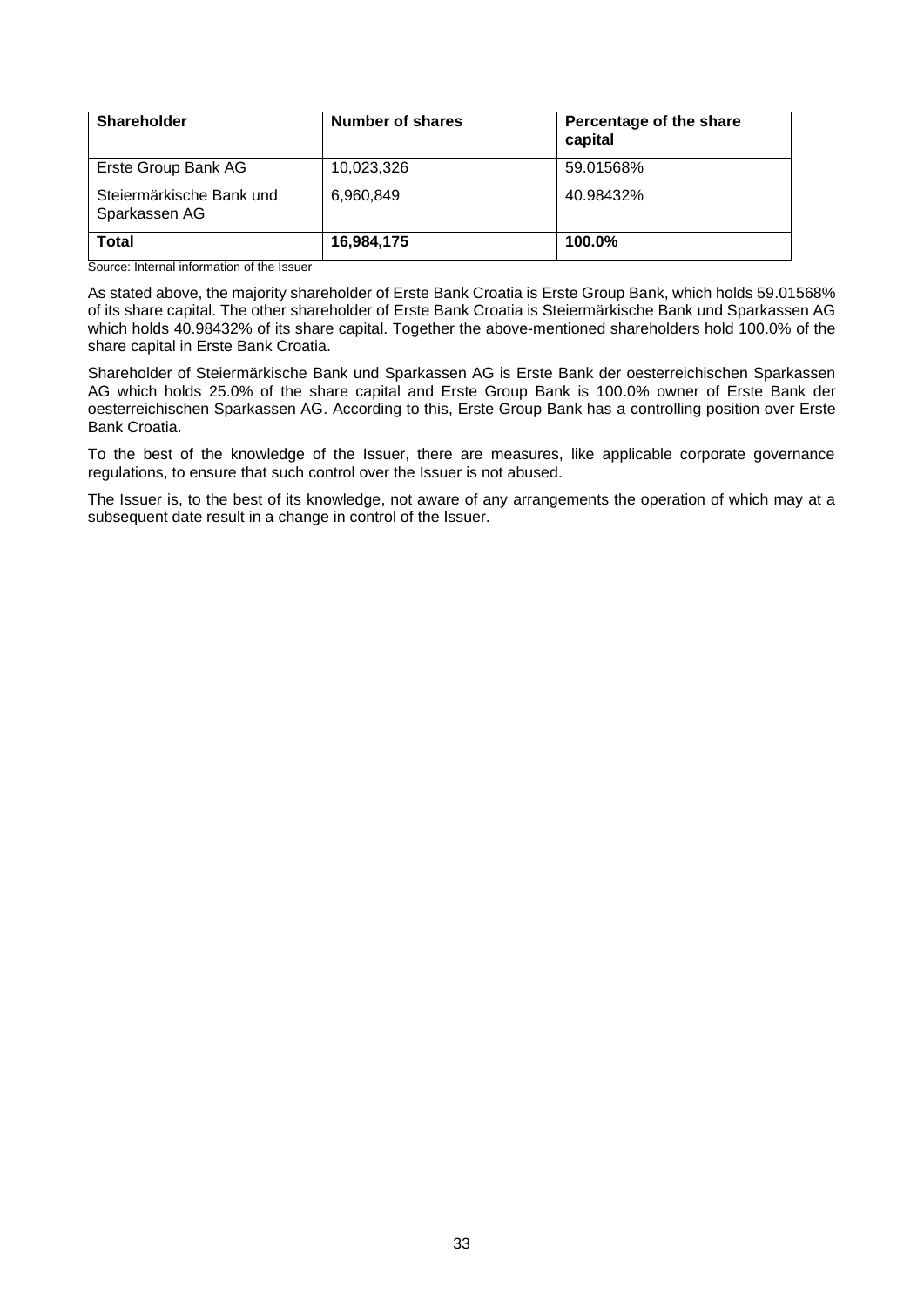| **Shareholder** | **Number of shares** | **Percentage of the share capital** |
| --- | --- | --- |
| Erste Group Bank AG | 10,023,326 | 59.01568% |
| Steiermärkische Bank und Sparkassen AG | 6,960,849 | 40.98432% |
| **Total** | **16,984,175** | **100.0%** |

Source: Internal information of the Issuer

As stated above, the majority shareholder of Erste Bank Croatia is Erste Group Bank, which holds 59.01568% of its share capital. The other shareholder of Erste Bank Croatia is Steiermärkische Bank und Sparkassen AG which holds 40.98432% of its share capital. Together the above-mentioned shareholders hold 100.0% of the share capital in Erste Bank Croatia.

Shareholder of Steiermärkische Bank und Sparkassen AG is Erste Bank der oesterreichischen Sparkassen AG which holds 25.0% of the share capital and Erste Group Bank is 100.0% owner of Erste Bank der oesterreichischen Sparkassen AG. According to this, Erste Group Bank has a controlling position over Erste Bank Croatia.

To the best of the knowledge of the Issuer, there are measures, like applicable corporate governance regulations, to ensure that such control over the Issuer is not abused.

The Issuer is, to the best of its knowledge, not aware of any arrangements the operation of which may at a subsequent date result in a change in control of the Issuer.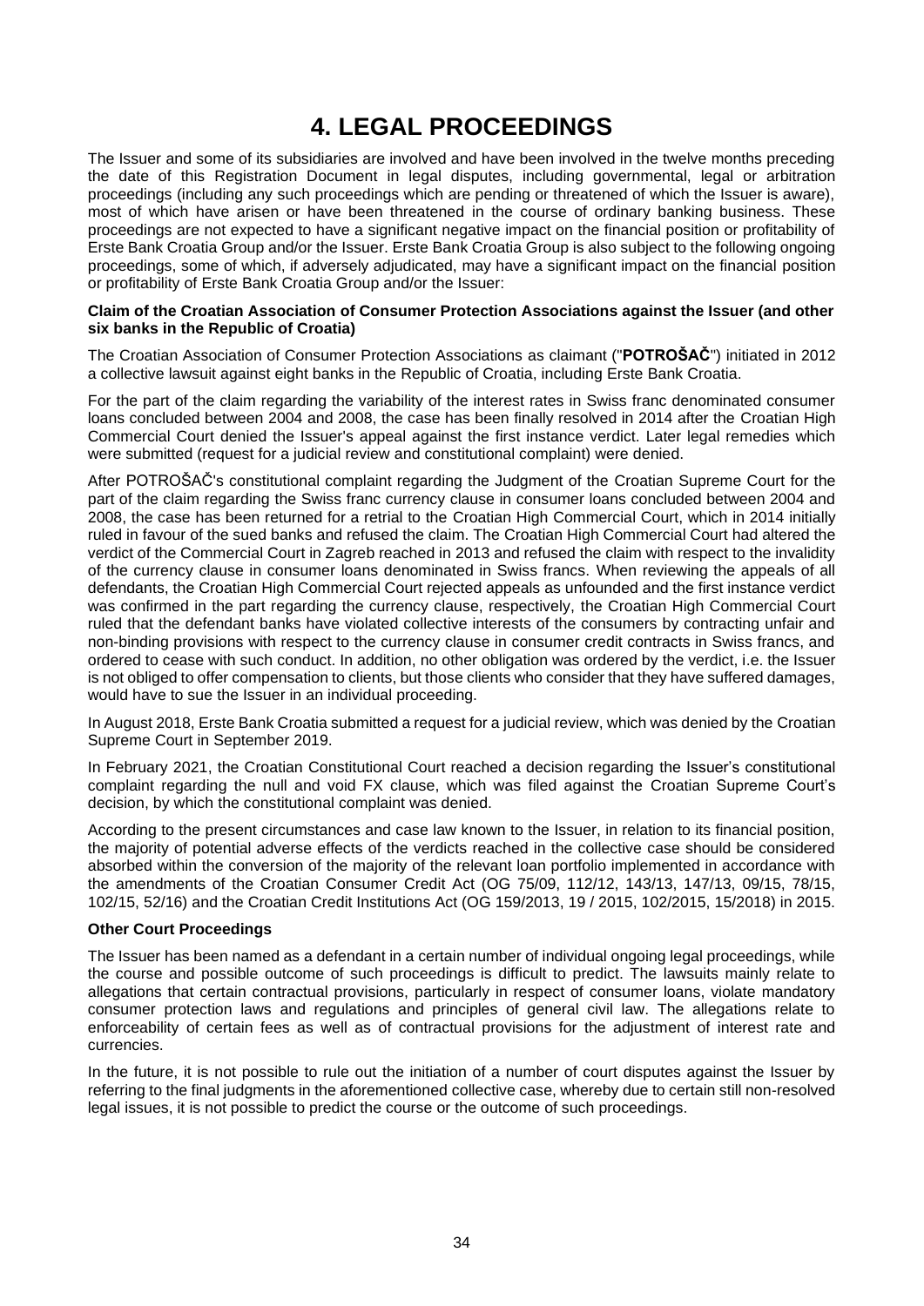# 4. LEGAL PROCEEDINGS

The Issuer and some of its subsidiaries are involved and have been involved in the twelve months preceding the date of this Registration Document in legal disputes, including governmental, legal or arbitration proceedings (including any such proceedings which are pending or threatened of which the Issuer is aware), most of which have arisen or have been threatened in the course of ordinary banking business. These proceedings are not expected to have a significant negative impact on the financial position or profitability of Erste Bank Croatia Group and/or the Issuer. Erste Bank Croatia Group is also subject to the following ongoing proceedings, some of which, if adversely adjudicated, may have a significant impact on the financial position or profitability of Erste Bank Croatia Group and/or the Issuer:

**Claim of the Croatian Association of Consumer Protection Associations against the Issuer (and other six banks in the Republic of Croatia)**

The Croatian Association of Consumer Protection Associations as claimant ("**POTROŠAČ**") initiated in 2012 a collective lawsuit against eight banks in the Republic of Croatia, including Erste Bank Croatia.

For the part of the claim regarding the variability of the interest rates in Swiss franc denominated consumer loans concluded between 2004 and 2008, the case has been finally resolved in 2014 after the Croatian High Commercial Court denied the Issuer's appeal against the first instance verdict. Later legal remedies which were submitted (request for a judicial review and constitutional complaint) were denied.

After POTROŠAČ's constitutional complaint regarding the Judgment of the Croatian Supreme Court for the part of the claim regarding the Swiss franc currency clause in consumer loans concluded between 2004 and 2008, the case has been returned for a retrial to the Croatian High Commercial Court, which in 2014 initially ruled in favour of the sued banks and refused the claim. The Croatian High Commercial Court had altered the verdict of the Commercial Court in Zagreb reached in 2013 and refused the claim with respect to the invalidity of the currency clause in consumer loans denominated in Swiss francs. When reviewing the appeals of all defendants, the Croatian High Commercial Court rejected appeals as unfounded and the first instance verdict was confirmed in the part regarding the currency clause, respectively, the Croatian High Commercial Court ruled that the defendant banks have violated collective interests of the consumers by contracting unfair and non-binding provisions with respect to the currency clause in consumer credit contracts in Swiss francs, and ordered to cease with such conduct. In addition, no other obligation was ordered by the verdict, i.e. the Issuer is not obliged to offer compensation to clients, but those clients who consider that they have suffered damages, would have to sue the Issuer in an individual proceeding.

In August 2018, Erste Bank Croatia submitted a request for a judicial review, which was denied by the Croatian Supreme Court in September 2019.

In February 2021, the Croatian Constitutional Court reached a decision regarding the Issuer's constitutional complaint regarding the null and void FX clause, which was filed against the Croatian Supreme Court's decision, by which the constitutional complaint was denied.

According to the present circumstances and case law known to the Issuer, in relation to its financial position, the majority of potential adverse effects of the verdicts reached in the collective case should be considered absorbed within the conversion of the majority of the relevant loan portfolio implemented in accordance with the amendments of the Croatian Consumer Credit Act (OG 75/09, 112/12, 143/13, 147/13, 09/15, 78/15, 102/15, 52/16) and the Croatian Credit Institutions Act (OG 159/2013, 19 / 2015, 102/2015, 15/2018) in 2015.

**Other Court Proceedings**

The Issuer has been named as a defendant in a certain number of individual ongoing legal proceedings, while the course and possible outcome of such proceedings is difficult to predict. The lawsuits mainly relate to allegations that certain contractual provisions, particularly in respect of consumer loans, violate mandatory consumer protection laws and regulations and principles of general civil law. The allegations relate to enforceability of certain fees as well as of contractual provisions for the adjustment of interest rate and currencies.

In the future, it is not possible to rule out the initiation of a number of court disputes against the Issuer by referring to the final judgments in the aforementioned collective case, whereby due to certain still non-resolved legal issues, it is not possible to predict the course or the outcome of such proceedings.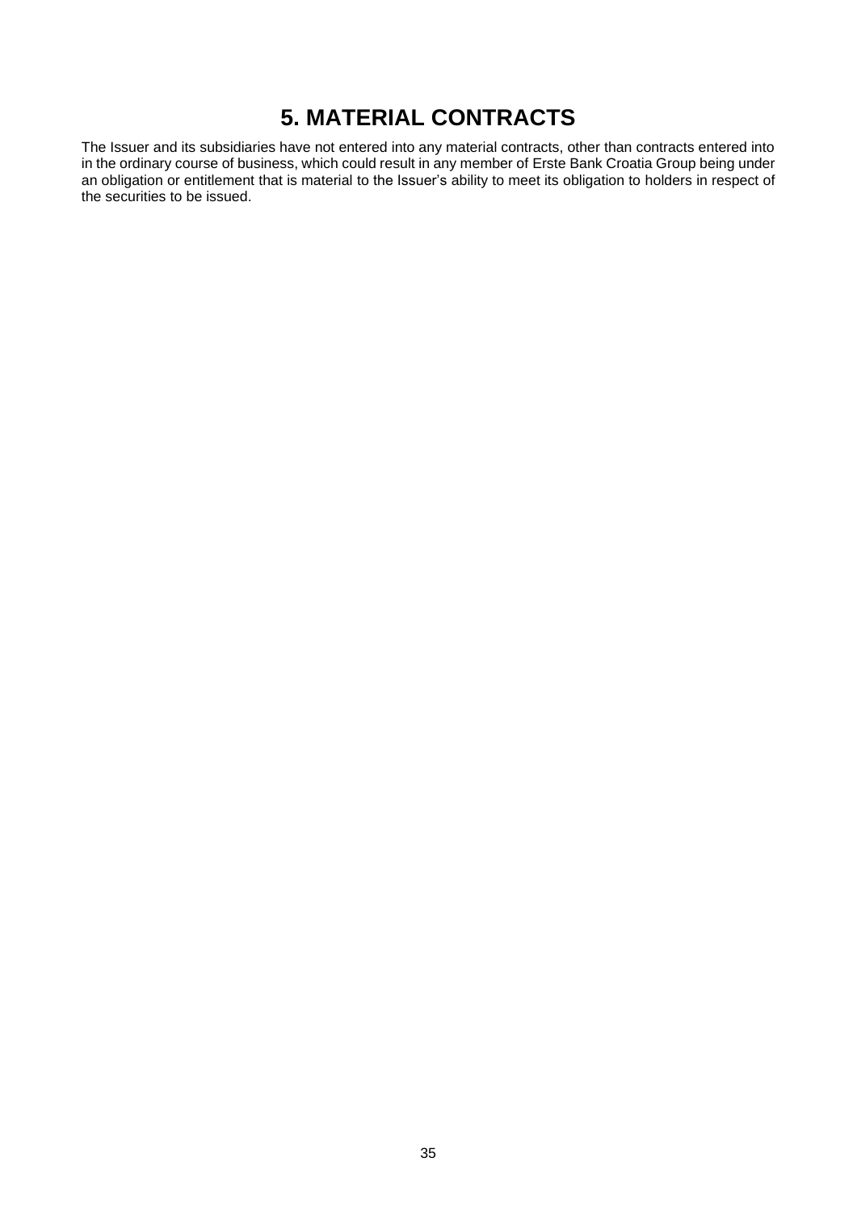# 5. MATERIAL CONTRACTS

The Issuer and its subsidiaries have not entered into any material contracts, other than contracts entered into in the ordinary course of business, which could result in any member of Erste Bank Croatia Group being under an obligation or entitlement that is material to the Issuer's ability to meet its obligation to holders in respect of the securities to be issued.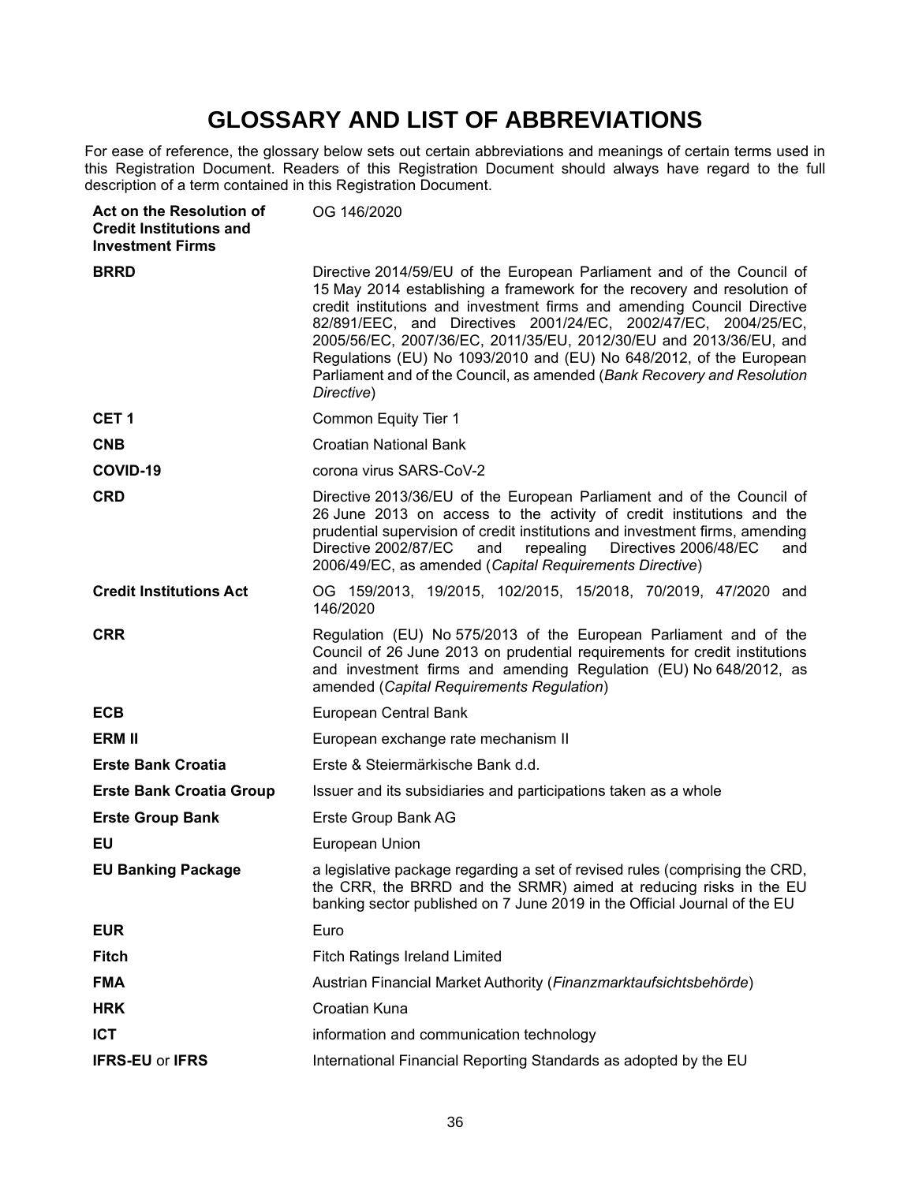# GLOSSARY AND LIST OF ABBREVIATIONS

For ease of reference, the glossary below sets out certain abbreviations and meanings of certain terms used in this Registration Document. Readers of this Registration Document should always have regard to the full description of a term contained in this Registration Document.

| | |
|---|---|
| **Act on the Resolution of Credit Institutions and Investment Firms** | OG 146/2020 |
| **BRRD** | Directive 2014/59/EU of the European Parliament and of the Council of 15 May 2014 establishing a framework for the recovery and resolution of credit institutions and investment firms and amending Council Directive 82/891/EEC, and Directives 2001/24/EC, 2002/47/EC, 2004/25/EC, 2005/56/EC, 2007/36/EC, 2011/35/EU, 2012/30/EU and 2013/36/EU, and Regulations (EU) No 1093/2010 and (EU) No 648/2012, of the European Parliament and of the Council, as amended (*Bank Recovery and Resolution Directive*) |
| **CET 1** | Common Equity Tier 1 |
| **CNB** | Croatian National Bank |
| **COVID-19** | corona virus SARS-CoV-2 |
| **CRD** | Directive 2013/36/EU of the European Parliament and of the Council of 26 June 2013 on access to the activity of credit institutions and the prudential supervision of credit institutions and investment firms, amending Directive 2002/87/EC and repealing Directives 2006/48/EC and 2006/49/EC, as amended (*Capital Requirements Directive*) |
| **Credit Institutions Act** | OG 159/2013, 19/2015, 102/2015, 15/2018, 70/2019, 47/2020 and 146/2020 |
| **CRR** | Regulation (EU) No 575/2013 of the European Parliament and of the Council of 26 June 2013 on prudential requirements for credit institutions and investment firms and amending Regulation (EU) No 648/2012, as amended (*Capital Requirements Regulation*) |
| **ECB** | European Central Bank |
| **ERM II** | European exchange rate mechanism II |
| **Erste Bank Croatia** | Erste & Steiermärkische Bank d.d. |
| **Erste Bank Croatia Group** | Issuer and its subsidiaries and participations taken as a whole |
| **Erste Group Bank** | Erste Group Bank AG |
| **EU** | European Union |
| **EU Banking Package** | a legislative package regarding a set of revised rules (comprising the CRD, the CRR, the BRRD and the SRMR) aimed at reducing risks in the EU banking sector published on 7 June 2019 in the Official Journal of the EU |
| **EUR** | Euro |
| **Fitch** | Fitch Ratings Ireland Limited |
| **FMA** | Austrian Financial Market Authority (*Finanzmarktaufsichtsbehörde*) |
| **HRK** | Croatian Kuna |
| **ICT** | information and communication technology |
| **IFRS-EU** or **IFRS** | International Financial Reporting Standards as adopted by the EU |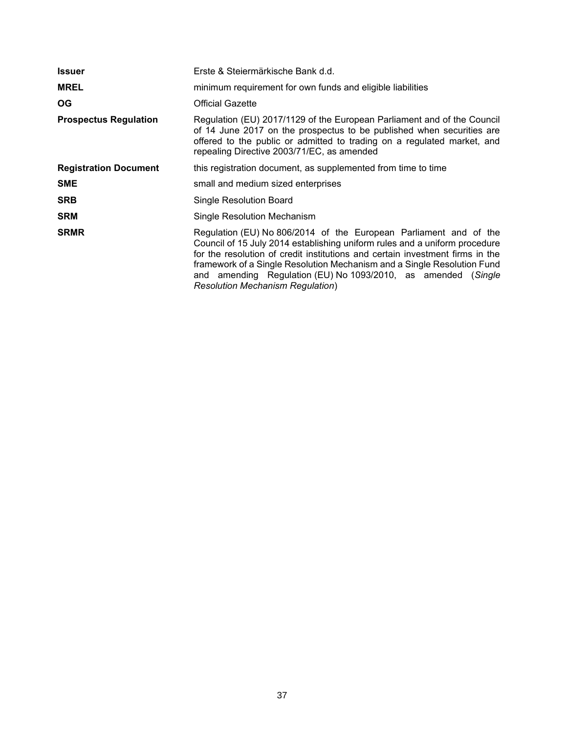| | |
|---|---|
| **Issuer** | Erste & Steiermärkische Bank d.d. |
| **MREL** | minimum requirement for own funds and eligible liabilities |
| **OG** | Official Gazette |
| **Prospectus Regulation** | Regulation (EU) 2017/1129 of the European Parliament and of the Council of 14 June 2017 on the prospectus to be published when securities are offered to the public or admitted to trading on a regulated market, and repealing Directive 2003/71/EC, as amended |
| **Registration Document** | this registration document, as supplemented from time to time |
| **SME** | small and medium sized enterprises |
| **SRB** | Single Resolution Board |
| **SRM** | Single Resolution Mechanism |
| **SRMR** | Regulation (EU) No 806/2014 of the European Parliament and of the Council of 15 July 2014 establishing uniform rules and a uniform procedure for the resolution of credit institutions and certain investment firms in the framework of a Single Resolution Mechanism and a Single Resolution Fund and amending Regulation (EU) No 1093/2010, as amended (*Single Resolution Mechanism Regulation*) |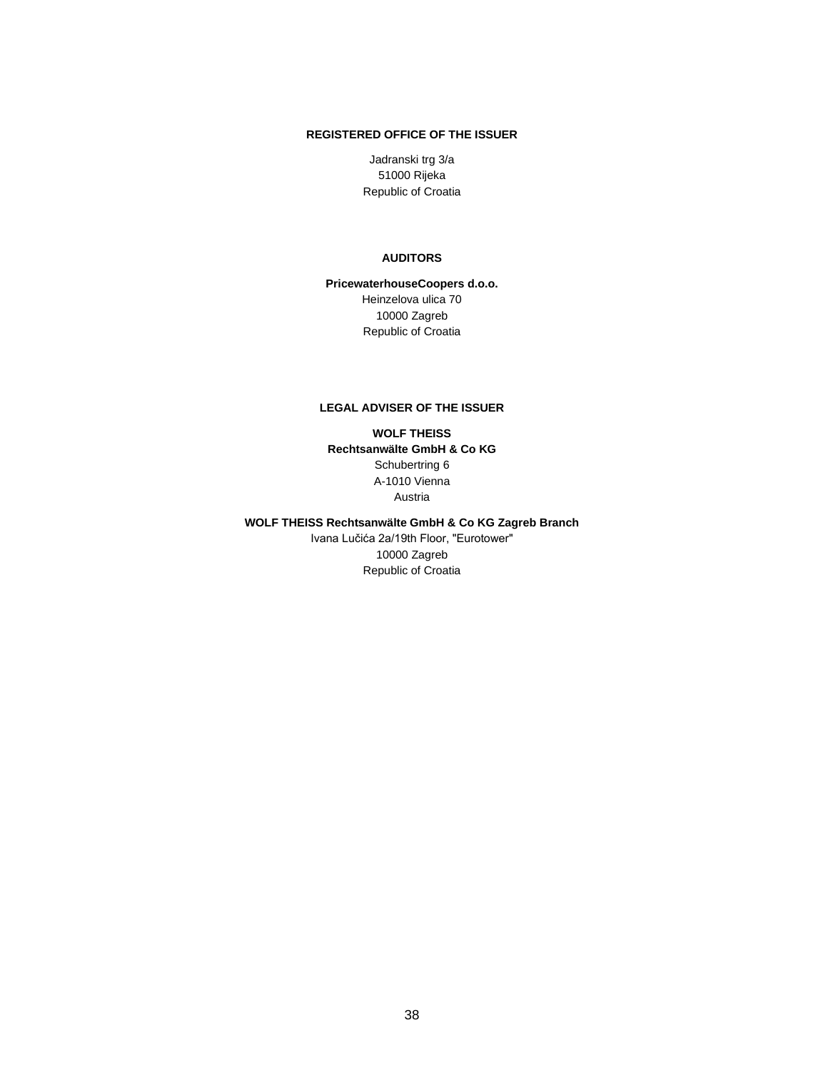**REGISTERED OFFICE OF THE ISSUER**

Jadranski trg 3/a
51000 Rijeka
Republic of Croatia

**AUDITORS**

**PricewaterhouseCoopers d.o.o.**
Heinzelova ulica 70
10000 Zagreb
Republic of Croatia

**LEGAL ADVISER OF THE ISSUER**

**WOLF THEISS**
**Rechtsanwälte GmbH & Co KG**
Schubertring 6
A-1010 Vienna
Austria

**WOLF THEISS Rechtsanwälte GmbH & Co KG Zagreb Branch**
Ivana Lučića 2a/19th Floor, "Eurotower"
10000 Zagreb
Republic of Croatia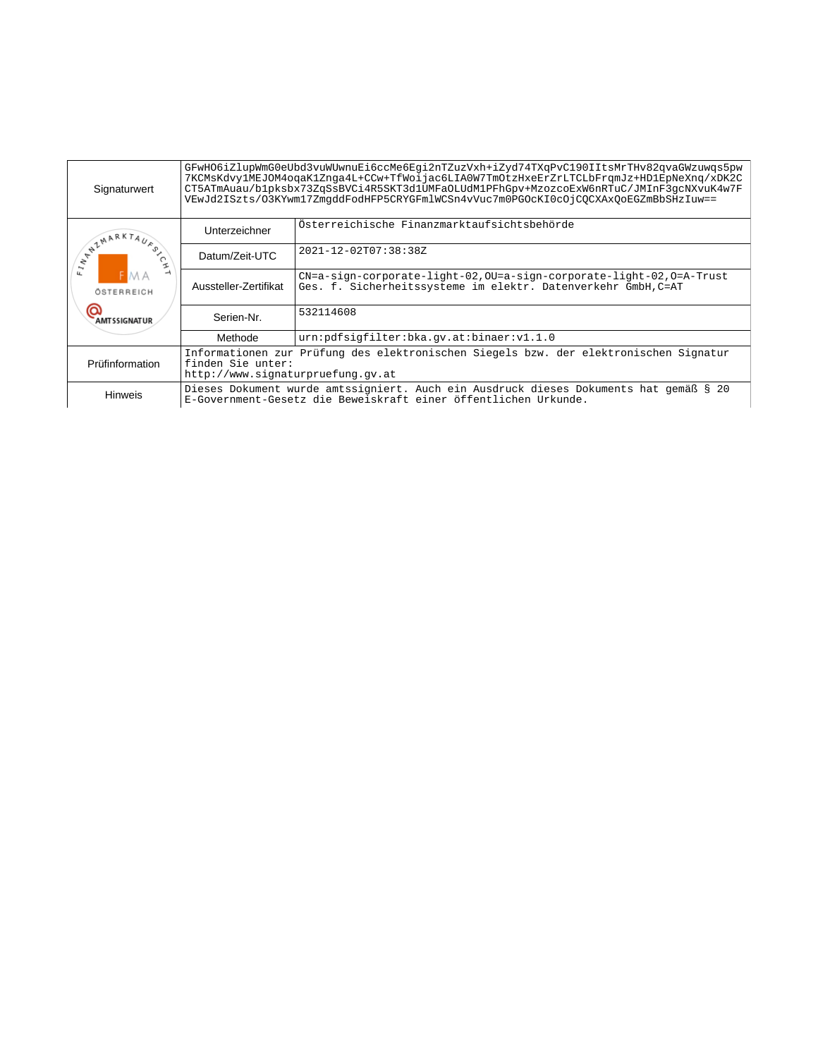| | | |
|---|---|---|
| Signaturwert | GFwHO6iZlupWmG0eUbd3vuWUwnuEi6ccMe6Egi2nTZuzVxh+iZyd74TXqPvC190IItsMrTHv82qvaGWzuwqs5pw7KCMsKdvy1MEJOM4oqaK1Znga4L+CCw+TfWoijac6LIA0W7TmOtzHxeErZrLTCLbFrqmJz+HD1EpNeXnq/xDK2CCT5ATmAuau/b1pksbx73ZqSsBVCi4R5SKT3d1UMFaOLUdM1PFhGpv+MzozcoExW6nRTuC/JMInF3gcNXvuK4w7FVEwJd2ISzts/O3KYwm17ZmgddFodHFP5CRYGFmlWCSn4vVuc7m0PGOcKI0cOjCQCXAxQoEGZmBbSHzIuw== | |
| FINANZMARKTAUFSICHT FMA ÖSTERREICH AMTSSIGNATUR | Unterzeichner | Österreichische Finanzmarktaufsichtsbehörde |
| | Datum/Zeit-UTC | 2021-12-02T07:38:38Z |
| | Aussteller-Zertifikat | CN=a-sign-corporate-light-02,OU=a-sign-corporate-light-02,O=A-Trust Ges. f. Sicherheitssysteme im elektr. Datenverkehr GmbH,C=AT |
| | Serien-Nr. | 532114608 |
| | Methode | urn:pdfsigfilter:bka.gv.at:binaer:v1.1.0 |
| Prüfinformation | Informationen zur Prüfung des elektronischen Siegels bzw. der elektronischen Signatur finden Sie unter: http://www.signaturpruefung.gv.at | |
| Hinweis | Dieses Dokument wurde amtssigniert. Auch ein Ausdruck dieses Dokuments hat gemäß § 20 E-Government-Gesetz die Beweiskraft einer öffentlichen Urkunde. | |